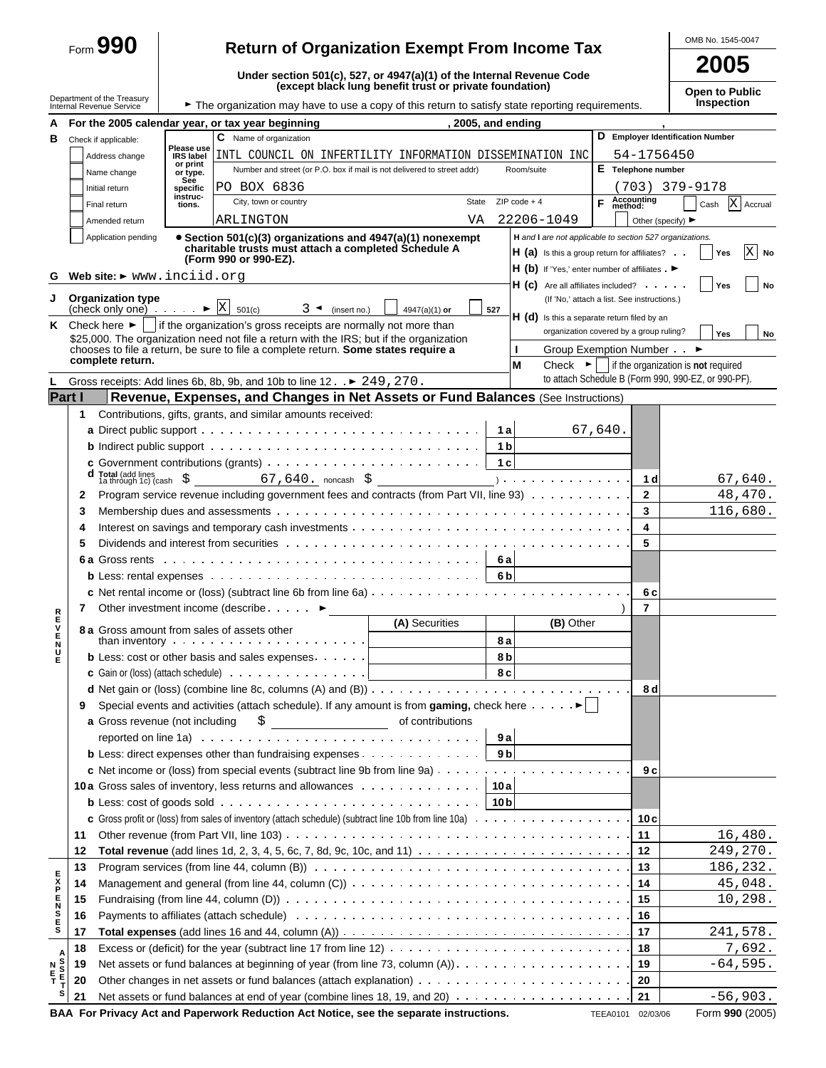Form **990**

# Return of Organization Exempt From Income Tax

**Under section 501(c), 527, or 4947(a)(1) of the Internal Revenue Code (except black lung benefit trust or private foundation)**

Department of the Treasury
Internal Revenue Service

► The organization may have to use a copy of this return to satisfy state reporting requirements.

OMB No. 1545-0047

**2005**

**Open to Public Inspection**

**A** For the 2005 calendar year, or tax year beginning , 2005, and ending ,

**B** Check if applicable:
- [ ] Address change
- [ ] Name change
- [ ] Initial return
- [ ] Final return
- [ ] Amended return
- [ ] Application pending

Please use IRS label or print or type. See specific instructions.

**C** Name of organization: INTL COUNCIL ON INFERTILITY INFORMATION DISSEMINATION INC

Number and street (or P.O. box if mail is not delivered to street addr) Room/suite: PO BOX 6836

City, town or country / State / ZIP code + 4: ARLINGTON VA 22206-1049

**D** Employer Identification Number: 54-1756450

**E** Telephone number: (703) 379-9178

**F** Accounting method: [ ] Cash [X] Accrual [ ] Other (specify) ►

• **Section 501(c)(3) organizations and 4947(a)(1) nonexempt charitable trusts must attach a completed Schedule A (Form 990 or 990-EZ).**

*H and I are not applicable to section 527 organizations.*

**H (a)** Is this a group return for affiliates? [ ] Yes [X] No

**H (b)** If 'Yes,' enter number of affiliates ►

**H (c)** Are all affiliates included? [ ] Yes [ ] No (If 'No,' attach a list. See instructions.)

**H (d)** Is this a separate return filed by an organization covered by a group ruling? [ ] Yes [ ] No

**G** Web site: ► www.inciid.org

**I** Group Exemption Number ►

**J** Organization type (check only one) ► [X] 501(c) 3 ◄ (insert no.) [ ] 4947(a)(1) or [ ] 527

**K** Check here ► [ ] if the organization's gross receipts are normally not more than $25,000. The organization need not file a return with the IRS; but if the organization chooses to file a return, be sure to file a complete return. **Some states require a complete return.**

**M** Check ► [ ] if the organization is **not** required to attach Schedule B (Form 990, 990-EZ, or 990-PF).

**L** Gross receipts: Add lines 6b, 8b, 9b, and 10b to line 12 ► 249,270.

## Part I — Revenue, Expenses, and Changes in Net Assets or Fund Balances (See Instructions)

| Line | Description | Sub-line | Sub-amount | Line | Amount |
|---|---|---|---|---|---|
| 1 | Contributions, gifts, grants, and similar amounts received: | | | | |
| a | Direct public support | 1a | 67,640. | | |
| b | Indirect public support | 1b | | | |
| c | Government contributions (grants) | 1c | | | |
| d | Total (add lines 1a through 1c) (cash $ 67,640. noncash $ ) | | | 1d | 67,640. |
| 2 | Program service revenue including government fees and contracts (from Part VII, line 93) | | | 2 | 48,470. |
| 3 | Membership dues and assessments | | | 3 | 116,680. |
| 4 | Interest on savings and temporary cash investments | | | 4 | |
| 5 | Dividends and interest from securities | | | 5 | |
| 6a | Gross rents | 6a | | | |
| b | Less: rental expenses | 6b | | | |
| c | Net rental income or (loss) (subtract line 6b from line 6a) | | | 6c | |
| 7 | Other investment income (describe ► ) | | | 7 | |

| Line | Description | (A) Securities | | (B) Other | Line | Amount |
|---|---|---|---|---|---|---|
| 8a | Gross amount from sales of assets other than inventory | | 8a | | | |
| b | Less: cost or other basis and sales expenses | | 8b | | | |
| c | Gain or (loss) (attach schedule) | | 8c | | | |
| d | Net gain or (loss) (combine line 8c, columns (A) and (B)) | | | | 8d | |

| Line | Description | Sub-line | Sub-amount | Line | Amount |
|---|---|---|---|---|---|
| 9 | Special events and activities (attach schedule). If any amount is from **gaming,** check here ► [ ] | | | | |
| a | Gross revenue (not including $ of contributions reported on line 1a) | 9a | | | |
| b | Less: direct expenses other than fundraising expenses | 9b | | | |
| c | Net income or (loss) from special events (subtract line 9b from line 9a) | | | 9c | |
| 10a | Gross sales of inventory, less returns and allowances | 10a | | | |
| b | Less: cost of goods sold | 10b | | | |
| c | Gross profit or (loss) from sales of inventory (attach schedule) (subtract line 10b from line 10a) | | | 10c | |
| 11 | Other revenue (from Part VII, line 103) | | | 11 | 16,480. |
| 12 | **Total revenue** (add lines 1d, 2, 3, 4, 5, 6c, 7, 8d, 9c, 10c, and 11) | | | 12 | 249,270. |
| 13 | Program services (from line 44, column (B)) | | | 13 | 186,232. |
| 14 | Management and general (from line 44, column (C)) | | | 14 | 45,048. |
| 15 | Fundraising (from line 44, column (D)) | | | 15 | 10,298. |
| 16 | Payments to affiliates (attach schedule) | | | 16 | |
| 17 | **Total expenses** (add lines 16 and 44, column (A)) | | | 17 | 241,578. |
| 18 | Excess or (deficit) for the year (subtract line 17 from line 12) | | | 18 | 7,692. |
| 19 | Net assets or fund balances at beginning of year (from line 73, column (A)) | | | 19 | -64,595. |
| 20 | Other changes in net assets or fund balances (attach explanation) | | | 20 | |
| 21 | Net assets or fund balances at end of year (combine lines 18, 19, and 20) | | | 21 | -56,903. |

BAA For Privacy Act and Paperwork Reduction Act Notice, see the separate instructions. TEEA0101 02/03/06 Form **990** (2005)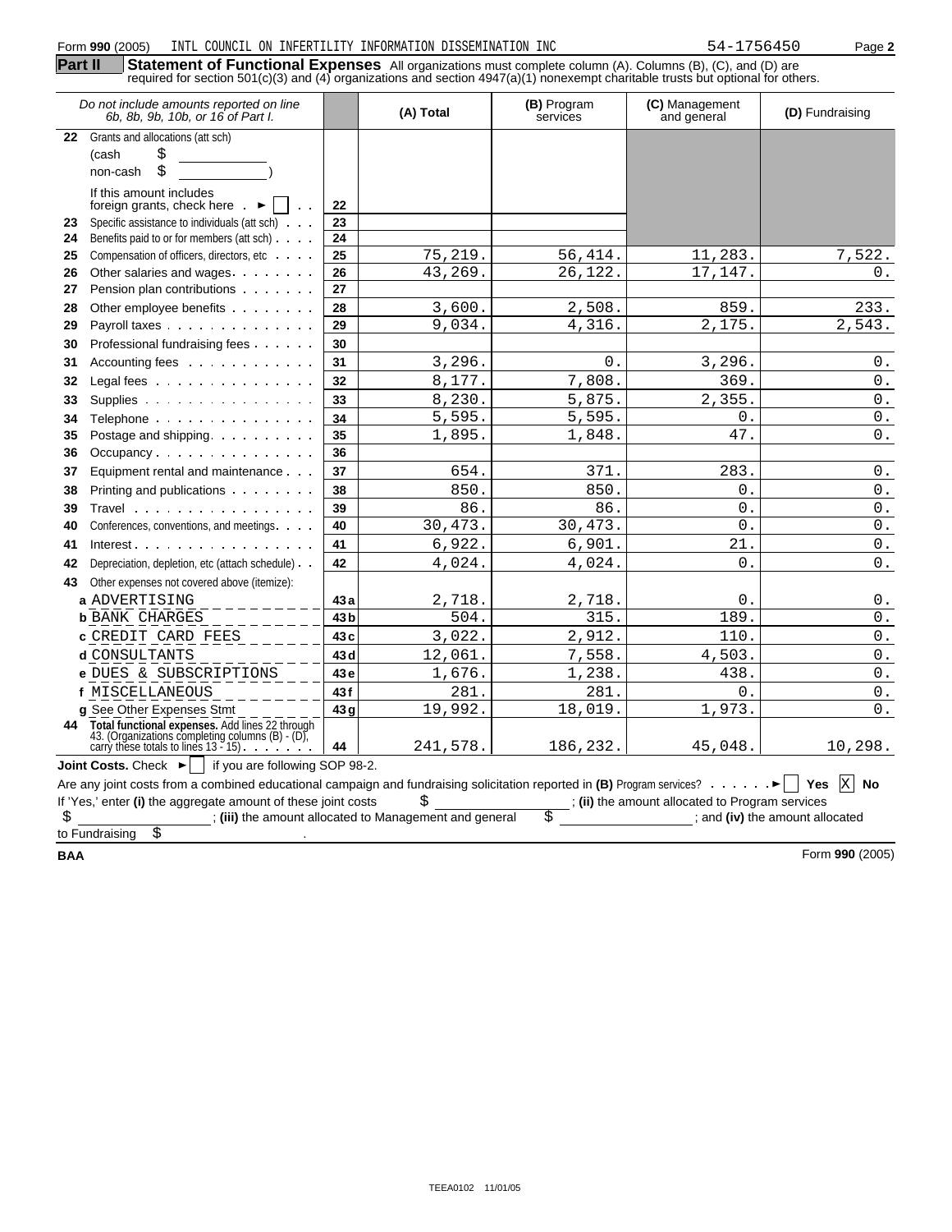Form **990** (2005) INTL COUNCIL ON INFERTILITY INFORMATION DISSEMINATION INC 54-1756450 Page **2**

**Part II** **Statement of Functional Expenses** All organizations must complete column (A). Columns (B), (C), and (D) are required for section 501(c)(3) and (4) organizations and section 4947(a)(1) nonexempt charitable trusts but optional for others.

| *Do not include amounts reported on line 6b, 8b, 9b, 10b, or 16 of Part I.* | | (A) Total | (B) Program services | (C) Management and general | (D) Fundraising |
|---|---|---|---|---|---|
| **22** Grants and allocations (att sch) (cash $ ______ non-cash $ ______ ) If this amount includes foreign grants, check here ► [ ] | 22 | | | | |
| **23** Specific assistance to individuals (att sch) | 23 | | | | |
| **24** Benefits paid to or for members (att sch) | 24 | | | | |
| **25** Compensation of officers, directors, etc | 25 | 75,219. | 56,414. | 11,283. | 7,522. |
| **26** Other salaries and wages | 26 | 43,269. | 26,122. | 17,147. | 0. |
| **27** Pension plan contributions | 27 | | | | |
| **28** Other employee benefits | 28 | 3,600. | 2,508. | 859. | 233. |
| **29** Payroll taxes | 29 | 9,034. | 4,316. | 2,175. | 2,543. |
| **30** Professional fundraising fees | 30 | | | | |
| **31** Accounting fees | 31 | 3,296. | 0. | 3,296. | 0. |
| **32** Legal fees | 32 | 8,177. | 7,808. | 369. | 0. |
| **33** Supplies | 33 | 8,230. | 5,875. | 2,355. | 0. |
| **34** Telephone | 34 | 5,595. | 5,595. | 0. | 0. |
| **35** Postage and shipping | 35 | 1,895. | 1,848. | 47. | 0. |
| **36** Occupancy | 36 | | | | |
| **37** Equipment rental and maintenance | 37 | 654. | 371. | 283. | 0. |
| **38** Printing and publications | 38 | 850. | 850. | 0. | 0. |
| **39** Travel | 39 | 86. | 86. | 0. | 0. |
| **40** Conferences, conventions, and meetings | 40 | 30,473. | 30,473. | 0. | 0. |
| **41** Interest | 41 | 6,922. | 6,901. | 21. | 0. |
| **42** Depreciation, depletion, etc (attach schedule) | 42 | 4,024. | 4,024. | 0. | 0. |
| **43** Other expenses not covered above (itemize): | | | | | |
| **a** ADVERTISING | 43a | 2,718. | 2,718. | 0. | 0. |
| **b** BANK CHARGES | 43b | 504. | 315. | 189. | 0. |
| **c** CREDIT CARD FEES | 43c | 3,022. | 2,912. | 110. | 0. |
| **d** CONSULTANTS | 43d | 12,061. | 7,558. | 4,503. | 0. |
| **e** DUES & SUBSCRIPTIONS | 43e | 1,676. | 1,238. | 438. | 0. |
| **f** MISCELLANEOUS | 43f | 281. | 281. | 0. | 0. |
| **g** See Other Expenses Stmt | 43g | 19,992. | 18,019. | 1,973. | 0. |
| **44** **Total functional expenses.** Add lines 22 through 43. (Organizations completing columns (B) - (D), carry these totals to lines 13 - 15) | 44 | 241,578. | 186,232. | 45,048. | 10,298. |

**Joint Costs.** Check ► [ ] if you are following SOP 98-2.

Are any joint costs from a combined educational campaign and fundraising solicitation reported in **(B)** Program services? ► [ ] **Yes** [X] **No**

If 'Yes,' enter **(i)** the aggregate amount of these joint costs $ ______ ; **(ii)** the amount allocated to Program services $ ______ ; **(iii)** the amount allocated to Management and general $ ______ ; and **(iv)** the amount allocated to Fundraising $ ______ .

BAA Form **990** (2005)

TEEA0102 11/01/05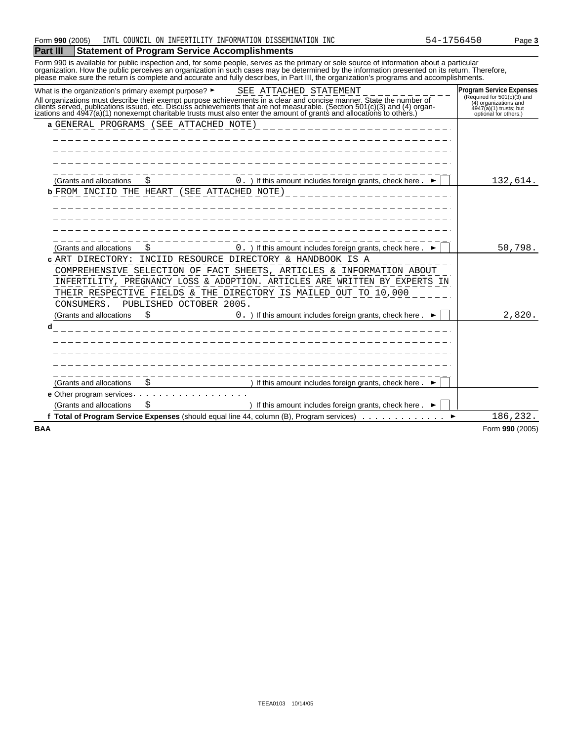Form 990 (2005) INTL COUNCIL ON INFERTILITY INFORMATION DISSEMINATION INC 54-1756450

## Part III Statement of Program Service Accomplishments

Form 990 is available for public inspection and, for some people, serves as the primary or sole source of information about a particular organization. How the public perceives an organization in such cases may be determined by the information presented on its return. Therefore, please make sure the return is complete and accurate and fully describes, in Part III, the organization's programs and accomplishments.

| What is the organization's primary exempt purpose? ► SEE ATTACHED STATEMENT<br>All organizations must describe their exempt purpose achievements in a clear and concise manner. State the number of clients served, publications issued, etc. Discuss achievements that are not measurable. (Section 501(c)(3) and (4) organizations and 4947(a)(1) nonexempt charitable trusts must also enter the amount of grants and allocations to others.) | **Program Service Expenses** (Required for 501(c)(3) and (4) organizations and 4947(a)(1) trusts; but optional for others.) |
|---|---|
| **a** GENERAL PROGRAMS (SEE ATTACHED NOTE) | |
| (Grants and allocations $ 0. ) If this amount includes foreign grants, check here ► ☐ | 132,614. |
| **b** FROM INCIID THE HEART (SEE ATTACHED NOTE) | |
| (Grants and allocations $ 0. ) If this amount includes foreign grants, check here ► ☐ | 50,798. |
| **c** ART DIRECTORY: INCIID RESOURCE DIRECTORY & HANDBOOK IS A COMPREHENSIVE SELECTION OF FACT SHEETS, ARTICLES & INFORMATION ABOUT INFERTILITY, PREGNANCY LOSS & ADOPTION. ARTICLES ARE WRITTEN BY EXPERTS IN THEIR RESPECTIVE FIELDS & THE DIRECTORY IS MAILED OUT TO 10,000 CONSUMERS. PUBLISHED OCTOBER 2005. | |
| (Grants and allocations $ 0. ) If this amount includes foreign grants, check here ► ☐ | 2,820. |
| **d** | |
| (Grants and allocations $ ) If this amount includes foreign grants, check here ► ☐ | |
| **e** Other program services | |
| (Grants and allocations $ ) If this amount includes foreign grants, check here ► ☐ | |
| **f Total of Program Service Expenses** (should equal line 44, column (B), Program services) ► | 186,232. |

BAA Form **990** (2005)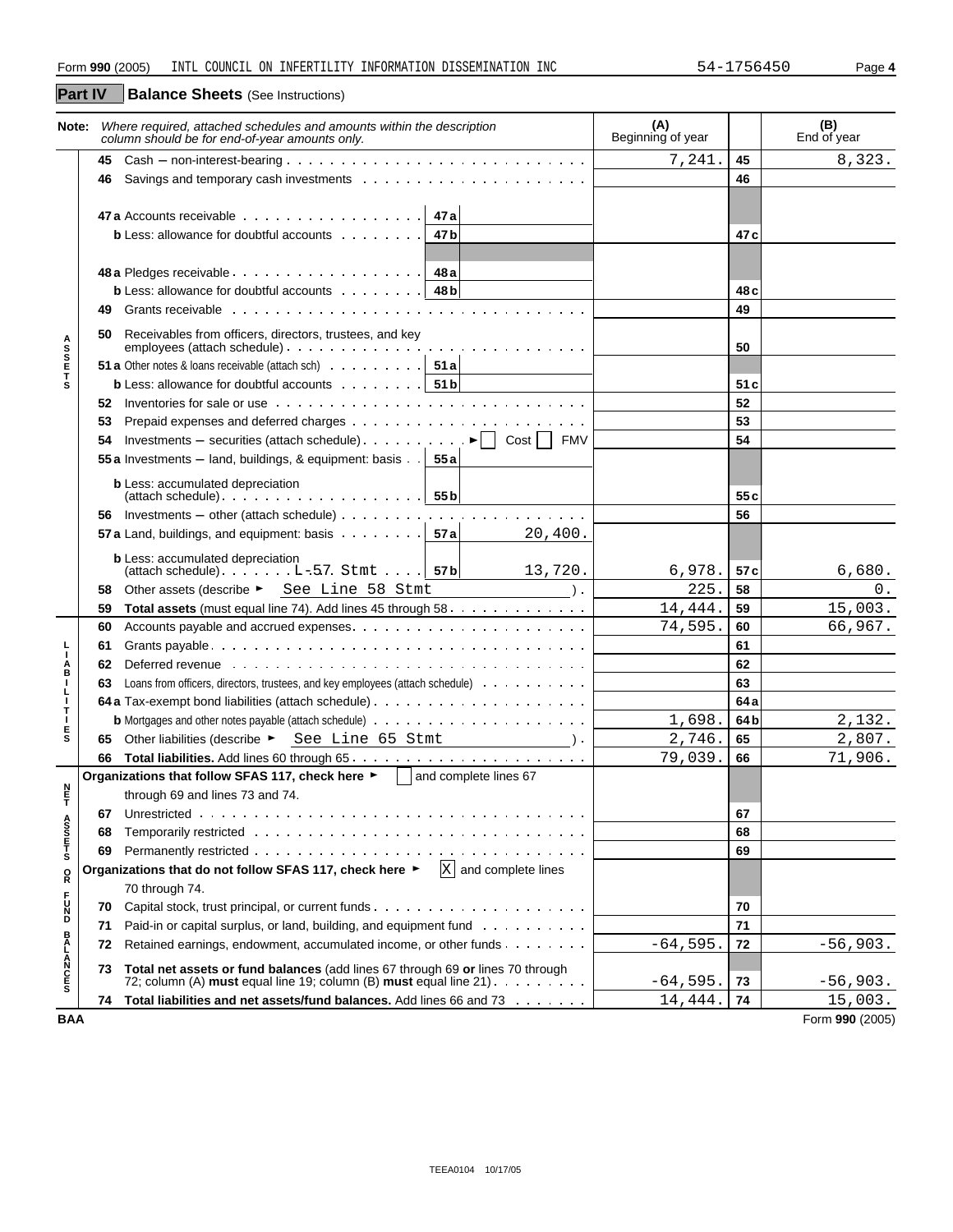Form **990** (2005)   INTL COUNCIL ON INFERTILITY INFORMATION DISSEMINATION INC   54-1756450

## Part IV Balance Sheets (See Instructions)

**Note:** *Where required, attached schedules and amounts within the description column should be for end-of-year amounts only.*

| | Line | Description | | | (A) Beginning of year | | (B) End of year |
|---|---|---|---|---|---|---|---|
| ASSETS | 45 | Cash – non-interest-bearing | | | 7,241. | 45 | 8,323. |
| | 46 | Savings and temporary cash investments | | | | 46 | |
| | 47a | Accounts receivable | 47a | | | | |
| | b | Less: allowance for doubtful accounts | 47b | | | 47c | |
| | 48a | Pledges receivable | 48a | | | | |
| | b | Less: allowance for doubtful accounts | 48b | | | 48c | |
| | 49 | Grants receivable | | | | 49 | |
| | 50 | Receivables from officers, directors, trustees, and key employees (attach schedule) | | | | 50 | |
| | 51a | Other notes & loans receivable (attach sch) | 51a | | | | |
| | b | Less: allowance for doubtful accounts | 51b | | | 51c | |
| | 52 | Inventories for sale or use | | | | 52 | |
| | 53 | Prepaid expenses and deferred charges | | | | 53 | |
| | 54 | Investments – securities (attach schedule) ► ☐ Cost ☐ FMV | | | | 54 | |
| | 55a | Investments – land, buildings, & equipment: basis | 55a | | | | |
| | b | Less: accumulated depreciation (attach schedule) | 55b | | | 55c | |
| | 56 | Investments – other (attach schedule) | | | | 56 | |
| | 57a | Land, buildings, and equipment: basis | 57a | 20,400. | | | |
| | b | Less: accumulated depreciation (attach schedule) L-57 Stmt | 57b | 13,720. | 6,978. | 57c | 6,680. |
| | 58 | Other assets (describe ► See Line 58 Stmt) | | | 225. | 58 | 0. |
| | 59 | **Total assets** (must equal line 74). Add lines 45 through 58 | | | 14,444. | 59 | 15,003. |
| LIABILITIES | 60 | Accounts payable and accrued expenses | | | 74,595. | 60 | 66,967. |
| | 61 | Grants payable | | | | 61 | |
| | 62 | Deferred revenue | | | | 62 | |
| | 63 | Loans from officers, directors, trustees, and key employees (attach schedule) | | | | 63 | |
| | 64a | Tax-exempt bond liabilities (attach schedule) | | | | 64a | |
| | b | Mortgages and other notes payable (attach schedule) | | | 1,698. | 64b | 2,132. |
| | 65 | Other liabilities (describe ► See Line 65 Stmt) | | | 2,746. | 65 | 2,807. |
| | 66 | **Total liabilities.** Add lines 60 through 65 | | | 79,039. | 66 | 71,906. |
| NET ASSETS OR FUND BALANCES | | **Organizations that follow SFAS 117, check here** ► ☐ and complete lines 67 through 69 and lines 73 and 74. | | | | | |
| | 67 | Unrestricted | | | | 67 | |
| | 68 | Temporarily restricted | | | | 68 | |
| | 69 | Permanently restricted | | | | 69 | |
| | | **Organizations that do not follow SFAS 117, check here** ► ☒ and complete lines 70 through 74. | | | | | |
| | 70 | Capital stock, trust principal, or current funds | | | | 70 | |
| | 71 | Paid-in or capital surplus, or land, building, and equipment fund | | | | 71 | |
| | 72 | Retained earnings, endowment, accumulated income, or other funds | | | -64,595. | 72 | -56,903. |
| | 73 | **Total net assets or fund balances** (add lines 67 through 69 **or** lines 70 through 72; column (A) **must** equal line 19; column (B) **must** equal line 21) | | | -64,595. | 73 | -56,903. |
| | 74 | **Total liabilities and net assets/fund balances.** Add lines 66 and 73 | | | 14,444. | 74 | 15,003. |

BAA   Form **990** (2005)

TEEA0104 10/17/05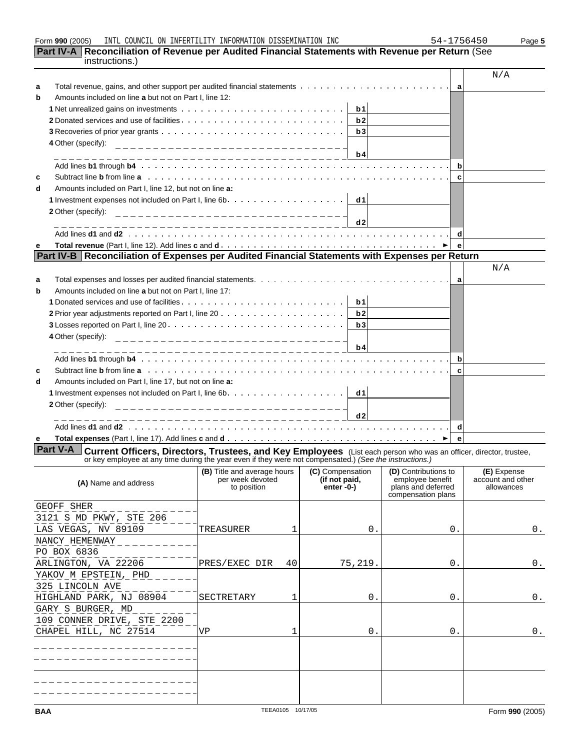Form **990** (2005) INTL COUNCIL ON INFERTILITY INFORMATION DISSEMINATION INC 54-1756450 Page **5**

## Part IV-A Reconciliation of Revenue per Audited Financial Statements with Revenue per Return (See instructions.)

N/A

| | | | | | |
|---|---|---|---|---|---|
| **a** | Total revenue, gains, and other support per audited financial statements | | | **a** | |
| **b** | Amounts included on line **a** but not on Part I, line 12: | | | | |
| | **1** Net unrealized gains on investments | **b1** | | | |
| | **2** Donated services and use of facilities | **b2** | | | |
| | **3** Recoveries of prior year grants | **b3** | | | |
| | **4** Other (specify): | **b4** | | | |
| | Add lines **b1** through **b4** | | | **b** | |
| **c** | Subtract line **b** from line **a** | | | **c** | |
| **d** | Amounts included on Part I, line 12, but not on line **a:** | | | | |
| | **1** Investment expenses not included on Part I, line 6b | **d1** | | | |
| | **2** Other (specify): | **d2** | | | |
| | Add lines **d1** and **d2** | | | **d** | |
| **e** | **Total revenue** (Part I, line 12). Add lines **c** and **d** | | | **e** | |

## Part IV-B Reconciliation of Expenses per Audited Financial Statements with Expenses per Return

N/A

| | | | | | |
|---|---|---|---|---|---|
| **a** | Total expenses and losses per audited financial statements | | | **a** | |
| **b** | Amounts included on line **a** but not on Part I, line 17: | | | | |
| | **1** Donated services and use of facilities | **b1** | | | |
| | **2** Prior year adjustments reported on Part I, line 20 | **b2** | | | |
| | **3** Losses reported on Part I, line 20 | **b3** | | | |
| | **4** Other (specify): | **b4** | | | |
| | Add lines **b1** through **b4** | | | **b** | |
| **c** | Subtract line **b** from line **a** | | | **c** | |
| **d** | Amounts included on Part I, line 17, but not on line **a:** | | | | |
| | **1** Investment expenses not included on Part I, line 6b | **d1** | | | |
| | **2** Other (specify): | **d2** | | | |
| | Add lines **d1** and **d2** | | | **d** | |
| **e** | **Total expenses** (Part I, line 17). Add lines **c** and **d** | | | **e** | |

## Part V-A Current Officers, Directors, Trustees, and Key Employees (List each person who was an officer, director, trustee, or key employee at any time during the year even if they were not compensated.) *(See the instructions.)*

| (A) Name and address | (B) Title and average hours per week devoted to position | (C) Compensation (if not paid, enter -0-) | (D) Contributions to employee benefit plans and deferred compensation plans | (E) Expense account and other allowances |
|---|---|---|---|---|
| GEOFF SHER<br>3121 S MD PKWY, STE 206<br>LAS VEGAS, NV 89109 | TREASURER 1 | 0. | 0. | 0. |
| NANCY HEMENWAY<br>PO BOX 6836<br>ARLINGTON, VA 22206 | PRES/EXEC DIR 40 | 75,219. | 0. | 0. |
| YAKOV M EPSTEIN, PHD<br>325 LINCOLN AVE<br>HIGHLAND PARK, NJ 08904 | SECTRETARY 1 | 0. | 0. | 0. |
| GARY S BURGER, MD<br>109 CONNER DRIVE, STE 2200<br>CHAPEL HILL, NC 27514 | VP 1 | 0. | 0. | 0. |
| | | | | |
| | | | | |

BAA TEEA0105 10/17/05 Form **990** (2005)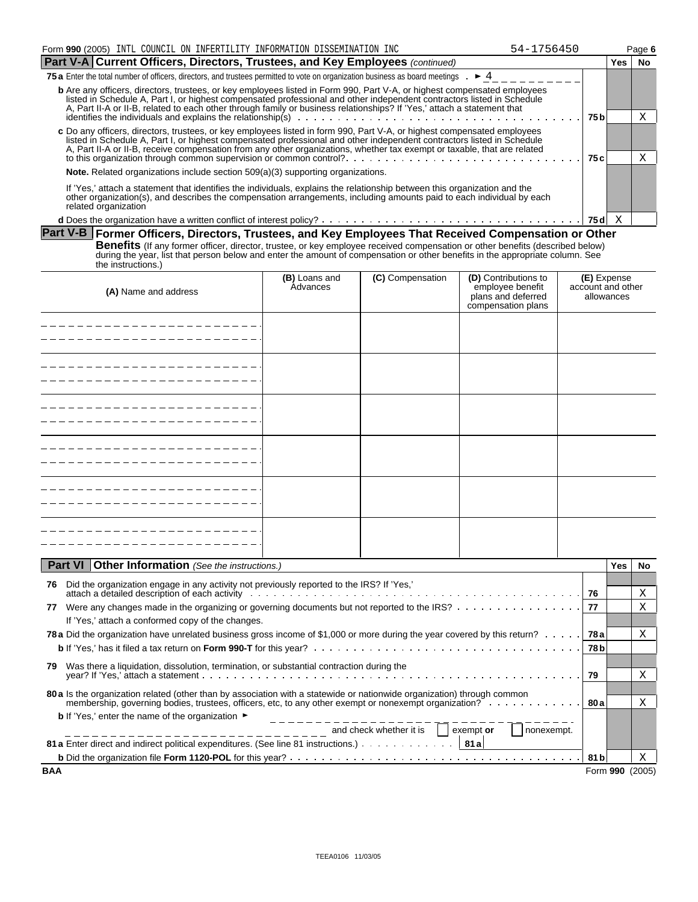Form **990** (2005) INTL COUNCIL ON INFERTILITY INFORMATION DISSEMINATION INC 54-1756450 Page **6**

## Part V-A Current Officers, Directors, Trustees, and Key Employees *(continued)*

| | | Yes | No |
|---|---|---|---|
| **75a** Enter the total number of officers, directors, and trustees permitted to vote on organization business as board meetings . ► 4 | | | |
| **b** Are any officers, directors, trustees, or key employees listed in Form 990, Part V-A, or highest compensated employees listed in Schedule A, Part I, or highest compensated professional and other independent contractors listed in Schedule A, Part II-A or II-B, related to each other through family or business relationships? If 'Yes,' attach a statement that identifies the individuals and explains the relationship(s) | 75b | | X |
| **c** Do any officers, directors, trustees, or key employees listed in form 990, Part V-A, or highest compensated employees listed in Schedule A, Part I, or highest compensated professional and other independent contractors listed in Schedule A, Part II-A or II-B, receive compensation from any other organizations, whether tax exempt or taxable, that are related to this organization through common supervision or common control? | 75c | | X |
| **Note.** Related organizations include section 509(a)(3) supporting organizations. | | | |
| If 'Yes,' attach a statement that identifies the individuals, explains the relationship between this organization and the other organization(s), and describes the compensation arrangements, including amounts paid to each individual by each related organization | | | |
| **d** Does the organization have a written conflict of interest policy? | 75d | X | |

## Part V-B Former Officers, Directors, Trustees, and Key Employees That Received Compensation or Other Benefits

(If any former officer, director, trustee, or key employee received compensation or other benefits (described below) during the year, list that person below and enter the amount of compensation or other benefits in the appropriate column. See the instructions.)

| (A) Name and address | (B) Loans and Advances | (C) Compensation | (D) Contributions to employee benefit plans and deferred compensation plans | (E) Expense account and other allowances |
|---|---|---|---|---|
| | | | | |
| | | | | |
| | | | | |
| | | | | |
| | | | | |
| | | | | |

## Part VI Other Information *(See the instructions.)*

| | | Yes | No |
|---|---|---|---|
| **76** Did the organization engage in any activity not previously reported to the IRS? If 'Yes,' attach a detailed description of each activity | 76 | | X |
| **77** Were any changes made in the organizing or governing documents but not reported to the IRS? If 'Yes,' attach a conformed copy of the changes. | 77 | | X |
| **78a** Did the organization have unrelated business gross income of $1,000 or more during the year covered by this return? | 78a | | X |
| **b** If 'Yes,' has it filed a tax return on **Form 990-T** for this year? | 78b | | |
| **79** Was there a liquidation, dissolution, termination, or substantial contraction during the year? If 'Yes,' attach a statement | 79 | | X |
| **80a** Is the organization related (other than by association with a statewide or nationwide organization) through common membership, governing bodies, trustees, officers, etc, to any other exempt or nonexempt organization? | 80a | | X |
| **b** If 'Yes,' enter the name of the organization ► and check whether it is ☐ exempt **or** ☐ nonexempt. | | | |
| **81a** Enter direct and indirect political expenditures. (See line 81 instructions.) **81a** | | | |
| **b** Did the organization file **Form 1120-POL** for this year? | 81b | | X |

**BAA** Form **990** (2005)

TEEA0106 11/03/05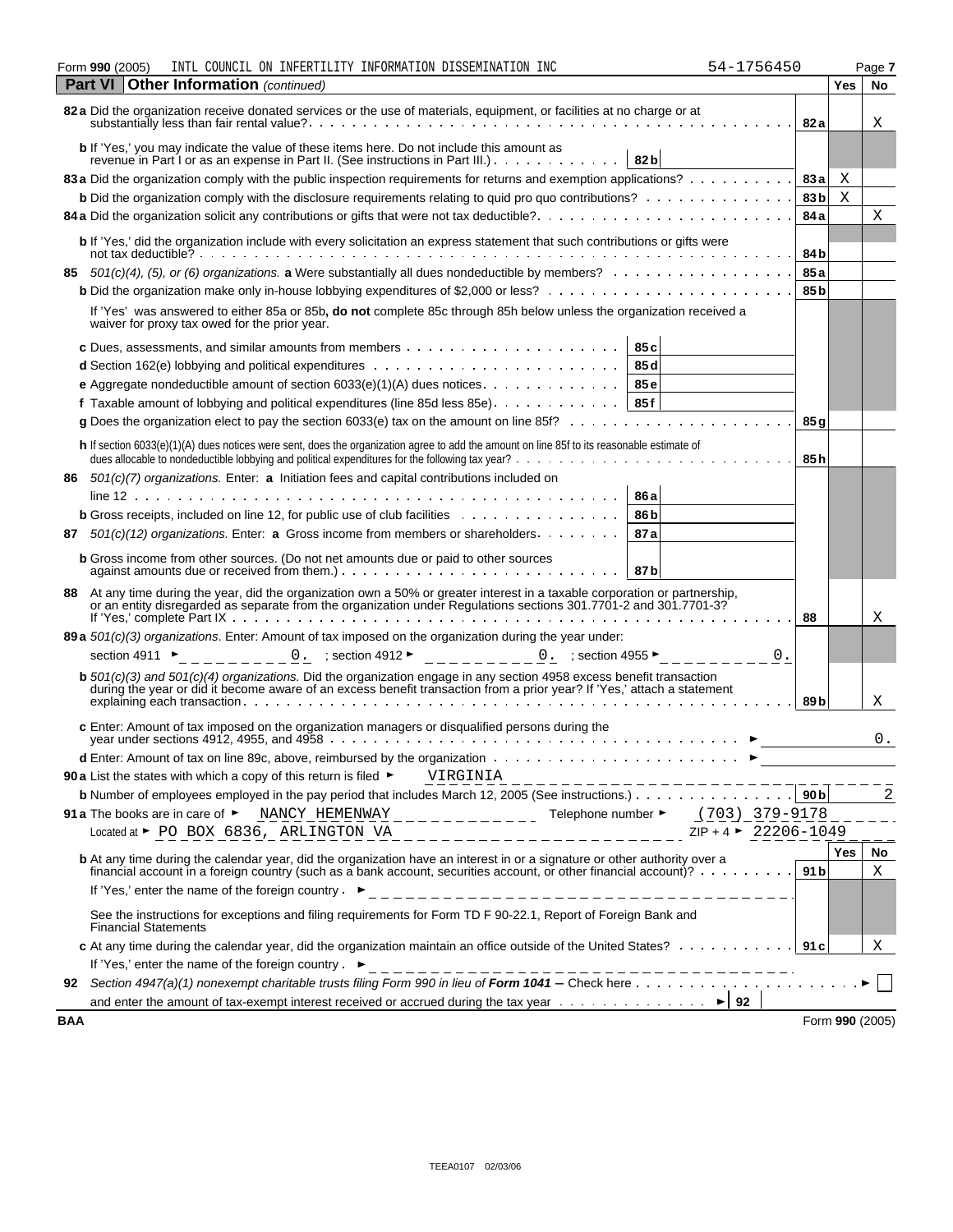Form **990** (2005) INTL COUNCIL ON INFERTILITY INFORMATION DISSEMINATION INC 54-1756450

## Part VI Other Information *(continued)*

| | | Yes | No |
|---|---|---|---|
| **82a** Did the organization receive donated services or the use of materials, equipment, or facilities at no charge or at substantially less than fair rental value? | **82a** | | X |
| **b** If 'Yes,' you may indicate the value of these items here. Do not include this amount as revenue in Part I or as an expense in Part II. (See instructions in Part III.) **82b** | | | |
| **83a** Did the organization comply with the public inspection requirements for returns and exemption applications? | **83a** | X | |
| **b** Did the organization comply with the disclosure requirements relating to quid pro quo contributions? | **83b** | X | |
| **84a** Did the organization solicit any contributions or gifts that were not tax deductible? | **84a** | | X |
| **b** If 'Yes,' did the organization include with every solicitation an express statement that such contributions or gifts were not tax deductible? | **84b** | | |
| **85** *501(c)(4), (5), or (6) organizations.* **a** Were substantially all dues nondeductible by members? | **85a** | | |
| **b** Did the organization make only in-house lobbying expenditures of $2,000 or less? | **85b** | | |
| If 'Yes' was answered to either 85a or 85b**, do not** complete 85c through 85h below unless the organization received a waiver for proxy tax owed for the prior year. | | | |
| **c** Dues, assessments, and similar amounts from members **85c** | | | |
| **d** Section 162(e) lobbying and political expenditures **85d** | | | |
| **e** Aggregate nondeductible amount of section 6033(e)(1)(A) dues notices **85e** | | | |
| **f** Taxable amount of lobbying and political expenditures (line 85d less 85e) **85f** | | | |
| **g** Does the organization elect to pay the section 6033(e) tax on the amount on line 85f? | **85g** | | |
| **h** If section 6033(e)(1)(A) dues notices were sent, does the organization agree to add the amount on line 85f to its reasonable estimate of dues allocable to nondeductible lobbying and political expenditures for the following tax year? | **85h** | | |
| **86** *501(c)(7) organizations.* Enter: **a** Initiation fees and capital contributions included on line 12 **86a** | | | |
| **b** Gross receipts, included on line 12, for public use of club facilities **86b** | | | |
| **87** *501(c)(12) organizations.* Enter: **a** Gross income from members or shareholders **87a** | | | |
| **b** Gross income from other sources. (Do not net amounts due or paid to other sources against amounts due or received from them.) **87b** | | | |
| **88** At any time during the year, did the organization own a 50% or greater interest in a taxable corporation or partnership, or an entity disregarded as separate from the organization under Regulations sections 301.7701-2 and 301.7701-3? If 'Yes,' complete Part IX | **88** | | X |
| **89a** *501(c)(3) organizations*. Enter: Amount of tax imposed on the organization during the year under: section 4911 ► 0. ; section 4912 ► 0. ; section 4955 ► 0. | | | |
| **b** *501(c)(3) and 501(c)(4) organizations.* Did the organization engage in any section 4958 excess benefit transaction during the year or did it become aware of an excess benefit transaction from a prior year? If 'Yes,' attach a statement explaining each transaction | **89b** | | X |
| **c** Enter: Amount of tax imposed on the organization managers or disqualified persons during the year under sections 4912, 4955, and 4958 ► | | | 0. |
| **d** Enter: Amount of tax on line 89c, above, reimbursed by the organization ► | | | |

**90a** List the states with which a copy of this return is filed ► VIRGINIA

**b** Number of employees employed in the pay period that includes March 12, 2005 (See instructions.) **90b** 2

**91a** The books are in care of ► NANCY HEMENWAY Telephone number ► (703) 379-9178

Located at ► PO BOX 6836, ARLINGTON VA ZIP + 4 ► 22206-1049

| | | Yes | No |
|---|---|---|---|
| **b** At any time during the calendar year, did the organization have an interest in or a signature or other authority over a financial account in a foreign country (such as a bank account, securities account, or other financial account)? | **91b** | | X |
| If 'Yes,' enter the name of the foreign country ► | | | |
| See the instructions for exceptions and filing requirements for Form TD F 90-22.1, Report of Foreign Bank and Financial Statements | | | |
| **c** At any time during the calendar year, did the organization maintain an office outside of the United States? | **91c** | | X |
| If 'Yes,' enter the name of the foreign country ► | | | |

**92** *Section 4947(a)(1) nonexempt charitable trusts filing Form 990 in lieu of* ***Form 1041*** – Check here ► ☐

and enter the amount of tax-exempt interest received or accrued during the tax year ► **92**

BAA Form **990** (2005)

TEEA0107 02/03/06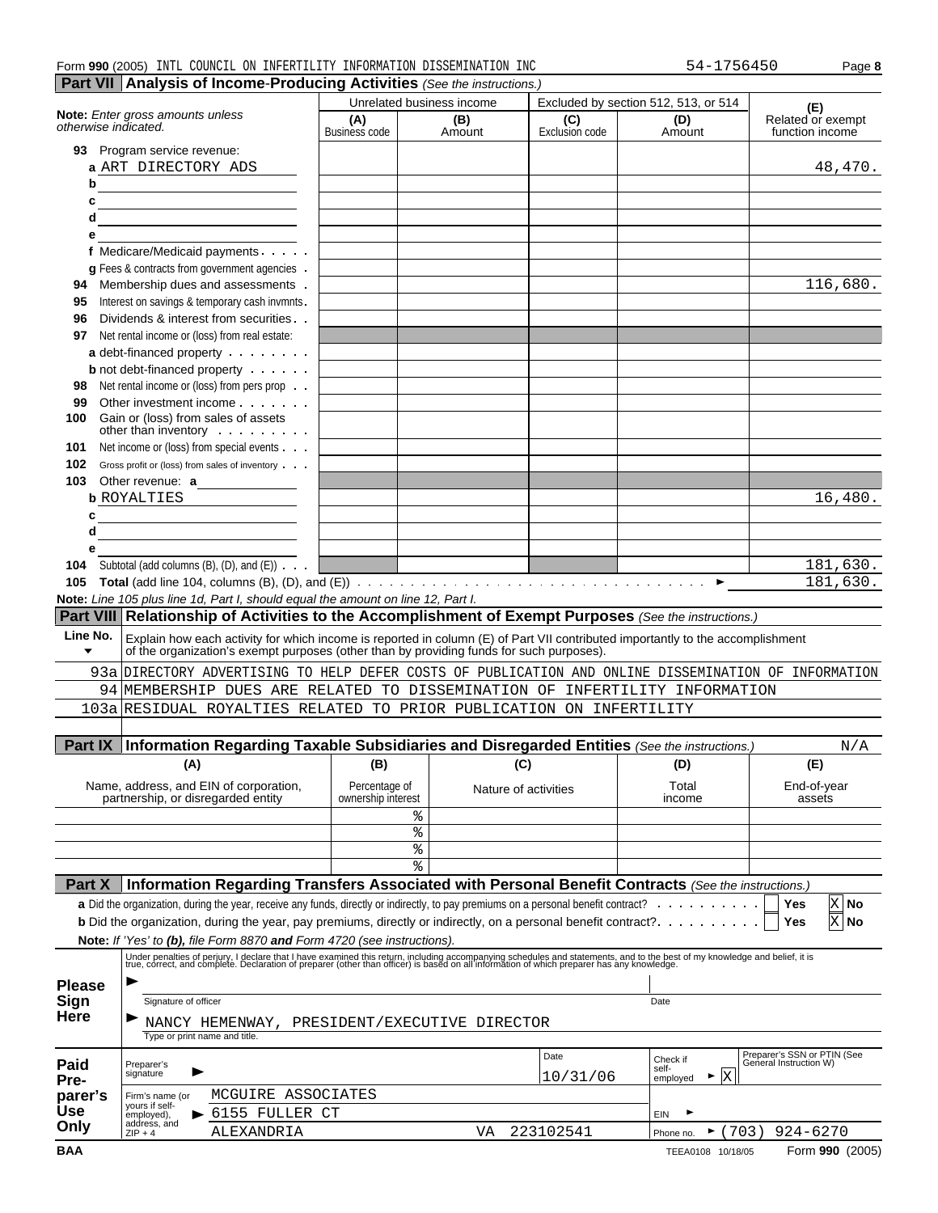Form **990** (2005) INTL COUNCIL ON INFERTILITY INFORMATION DISSEMINATION INC 54-1756450 Page **8**

## Part VII Analysis of Income-Producing Activities *(See the instructions.)*

| **Note:** *Enter gross amounts unless otherwise indicated.* | Unrelated business income | | Excluded by section 512, 513, or 514 | | **(E)** Related or exempt function income |
|---|---|---|---|---|---|
| | **(A)** Business code | **(B)** Amount | **(C)** Exclusion code | **(D)** Amount | |
| **93** Program service revenue: | | | | | |
| **a** ART DIRECTORY ADS | | | | | 48,470. |
| **b** | | | | | |
| **c** | | | | | |
| **d** | | | | | |
| **e** | | | | | |
| **f** Medicare/Medicaid payments | | | | | |
| **g** Fees & contracts from government agencies | | | | | |
| **94** Membership dues and assessments | | | | | 116,680. |
| **95** Interest on savings & temporary cash invmnts | | | | | |
| **96** Dividends & interest from securities | | | | | |
| **97** Net rental income or (loss) from real estate: | | | | | |
| **a** debt-financed property | | | | | |
| **b** not debt-financed property | | | | | |
| **98** Net rental income or (loss) from pers prop | | | | | |
| **99** Other investment income | | | | | |
| **100** Gain or (loss) from sales of assets other than inventory | | | | | |
| **101** Net income or (loss) from special events | | | | | |
| **102** Gross profit or (loss) from sales of inventory | | | | | |
| **103** Other revenue: **a** | | | | | |
| **b** ROYALTIES | | | | | 16,480. |
| **c** | | | | | |
| **d** | | | | | |
| **e** | | | | | |
| **104** Subtotal (add columns (B), (D), and (E)) | | | | | 181,630. |
| **105 Total** (add line 104, columns (B), (D), and (E)) | | | | | 181,630. |

**Note:** *Line 105 plus line 1d, Part I, should equal the amount on line 12, Part I.*

## Part VIII Relationship of Activities to the Accomplishment of Exempt Purposes *(See the instructions.)*

| Line No. ▼ | Explain how each activity for which income is reported in column (E) of Part VII contributed importantly to the accomplishment of the organization's exempt purposes (other than by providing funds for such purposes). |
|---|---|
| 93a | DIRECTORY ADVERTISING TO HELP DEFER COSTS OF PUBLICATION AND ONLINE DISSEMINATION OF INFORMATION |
| 94 | MEMBERSHIP DUES ARE RELATED TO DISSEMINATION OF INFERTILITY INFORMATION |
| 103a | RESIDUAL ROYALTIES RELATED TO PRIOR PUBLICATION ON INFERTILITY |

## Part IX Information Regarding Taxable Subsidiaries and Disregarded Entities *(See the instructions.)* N/A

| **(A)** Name, address, and EIN of corporation, partnership, or disregarded entity | **(B)** Percentage of ownership interest | **(C)** Nature of activities | **(D)** Total income | **(E)** End-of-year assets |
|---|---|---|---|---|
| | % | | | |
| | % | | | |
| | % | | | |
| | % | | | |

## Part X Information Regarding Transfers Associated with Personal Benefit Contracts *(See the instructions.)*

**a** Did the organization, during the year, receive any funds, directly or indirectly, to pay premiums on a personal benefit contract? ☐ Yes ☒ No

**b** Did the organization, during the year, pay premiums, directly or indirectly, on a personal benefit contract? ☐ Yes ☒ No

**Note:** *If 'Yes' to* ***(b),*** *file Form 8870* ***and*** *Form 4720 (see instructions).*

**Please Sign Here**

Under penalties of perjury, I declare that I have examined this return, including accompanying schedules and statements, and to the best of my knowledge and belief, it is true, correct, and complete. Declaration of preparer (other than officer) is based on all information of which preparer has any knowledge.

► Signature of officer Date

► NANCY HEMENWAY, PRESIDENT/EXECUTIVE DIRECTOR
Type or print name and title.

**Paid Preparer's Use Only**

| Preparer's signature ► | Date 10/31/06 | Check if self-employed ► ☒ | Preparer's SSN or PTIN (See General Instruction W) |
|---|---|---|---|
| Firm's name (or yours if self-employed), address, and ZIP + 4 ► MCGUIRE ASSOCIATES, 6155 FULLER CT, ALEXANDRIA VA 223102541 | | EIN ► | Phone no. ► (703) 924-6270 |

BAA TEEA0108 10/18/05 Form **990** (2005)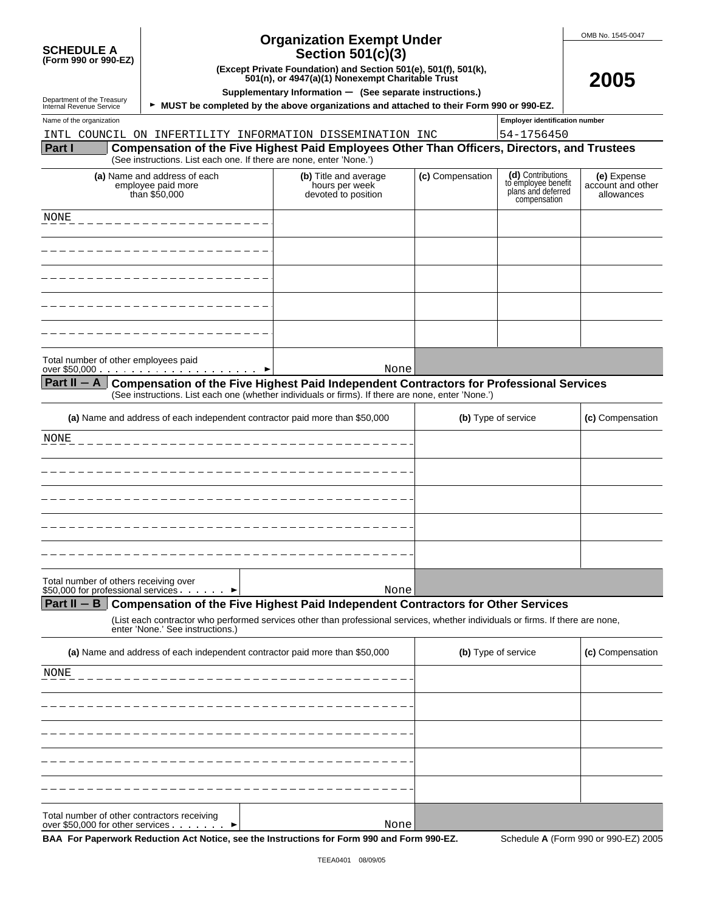**SCHEDULE A (Form 990 or 990-EZ)**

Department of the Treasury
Internal Revenue Service

# Organization Exempt Under Section 501(c)(3)

**(Except Private Foundation) and Section 501(e), 501(f), 501(k), 501(n), or 4947(a)(1) Nonexempt Charitable Trust**

**Supplementary Information — (See separate instructions.)**

► **MUST be completed by the above organizations and attached to their Form 990 or 990-EZ.**

OMB No. 1545-0047

**2005**

Name of the organization: INTL COUNCIL ON INFERTILITY INFORMATION DISSEMINATION INC

Employer identification number: 54-1756450

## Part I — Compensation of the Five Highest Paid Employees Other Than Officers, Directors, and Trustees

(See instructions. List each one. If there are none, enter 'None.')

| (a) Name and address of each employee paid more than $50,000 | (b) Title and average hours per week devoted to position | (c) Compensation | (d) Contributions to employee benefit plans and deferred compensation | (e) Expense account and other allowances |
|---|---|---|---|---|
| NONE | | | | |
| | | | | |
| | | | | |
| | | | | |
| | | | | |

Total number of other employees paid over $50,000 ► None

## Part II – A — Compensation of the Five Highest Paid Independent Contractors for Professional Services

(See instructions. List each one (whether individuals or firms). If there are none, enter 'None.')

| (a) Name and address of each independent contractor paid more than $50,000 | (b) Type of service | (c) Compensation |
|---|---|---|
| NONE | | |
| | | |
| | | |
| | | |
| | | |

Total number of others receiving over $50,000 for professional services ► None

## Part II – B — Compensation of the Five Highest Paid Independent Contractors for Other Services

(List each contractor who performed services other than professional services, whether individuals or firms. If there are none, enter 'None.' See instructions.)

| (a) Name and address of each independent contractor paid more than $50,000 | (b) Type of service | (c) Compensation |
|---|---|---|
| NONE | | |
| | | |
| | | |
| | | |
| | | |

Total number of other contractors receiving over $50,000 for other services ► None

**BAA For Paperwork Reduction Act Notice, see the Instructions for Form 990 and Form 990-EZ.** Schedule **A** (Form 990 or 990-EZ) 2005

TEEA0401 08/09/05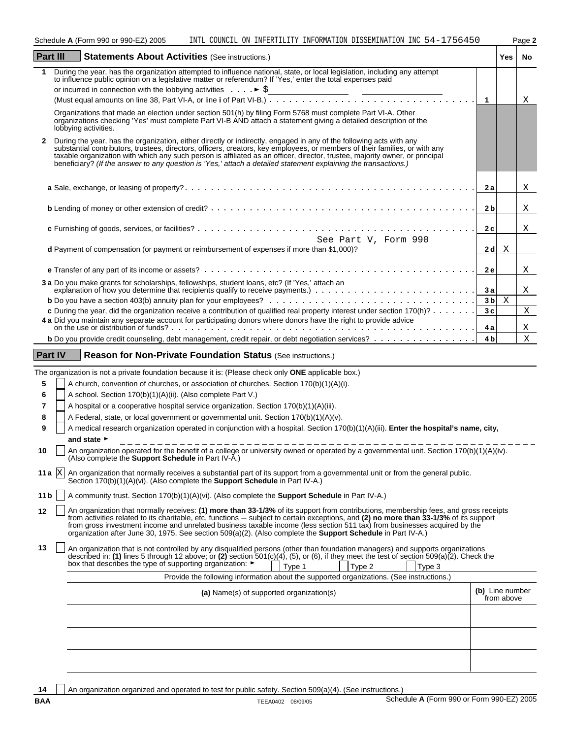Schedule A (Form 990 or 990-EZ) 2005 INTL COUNCIL ON INFERTILITY INFORMATION DISSEMINATION INC 54-1756450

## Part III Statements About Activities (See instructions.)

| | | | Yes | No |
|---|---|---|---|---|
| 1 | During the year, has the organization attempted to influence national, state, or local legislation, including any attempt to influence public opinion on a legislative matter or referendum? If 'Yes,' enter the total expenses paid or incurred in connection with the lobbying activities ► $ (Must equal amounts on line 38, Part VI-A, or line i of Part VI-B.) | 1 | | X |
| | Organizations that made an election under section 501(h) by filing Form 5768 must complete Part VI-A. Other organizations checking 'Yes' must complete Part VI-B AND attach a statement giving a detailed description of the lobbying activities. | | | |
| 2 | During the year, has the organization, either directly or indirectly, engaged in any of the following acts with any substantial contributors, trustees, directors, officers, creators, key employees, or members of their families, or with any taxable organization with which any such person is affiliated as an officer, director, trustee, majority owner, or principal beneficiary? *(If the answer to any question is 'Yes,' attach a detailed statement explaining the transactions.)* | | | |
| | **a** Sale, exchange, or leasing of property? | 2a | | X |
| | **b** Lending of money or other extension of credit? | 2b | | X |
| | **c** Furnishing of goods, services, or facilities? | 2c | | X |
| | **d** Payment of compensation (or payment or reimbursement of expenses if more than $1,000)? See Part V, Form 990 | 2d | X | |
| | **e** Transfer of any part of its income or assets? | 2e | | X |
| 3 | **a** Do you make grants for scholarships, fellowships, student loans, etc? (If 'Yes,' attach an explanation of how you determine that recipients qualify to receive payments.) | 3a | | X |
| | **b** Do you have a section 403(b) annuity plan for your employees? | 3b | X | |
| | **c** During the year, did the organization receive a contribution of qualified real property interest under section 170(h)? | 3c | | X |
| 4 | **a** Did you maintain any separate account for participating donors where donors have the right to provide advice on the use or distribution of funds? | 4a | | X |
| | **b** Do you provide credit counseling, debt management, credit repair, or debt negotiation services? | 4b | | X |

## Part IV Reason for Non-Private Foundation Status (See instructions.)

The organization is not a private foundation because it is: (Please check only **ONE** applicable box.)

- **5** [ ] A church, convention of churches, or association of churches. Section 170(b)(1)(A)(i).
- **6** [ ] A school. Section 170(b)(1)(A)(ii). (Also complete Part V.)
- **7** [ ] A hospital or a cooperative hospital service organization. Section 170(b)(1)(A)(iii).
- **8** [ ] A Federal, state, or local government or governmental unit. Section 170(b)(1)(A)(v).
- **9** [ ] A medical research organization operated in conjunction with a hospital. Section 170(b)(1)(A)(iii). **Enter the hospital's name, city, and state** ►
- **10** [ ] An organization operated for the benefit of a college or university owned or operated by a governmental unit. Section 170(b)(1)(A)(iv). (Also complete the **Support Schedule** in Part IV-A.)
- **11a** [X] An organization that normally receives a substantial part of its support from a governmental unit or from the general public. Section 170(b)(1)(A)(vi). (Also complete the **Support Schedule** in Part IV-A.)
- **11b** [ ] A community trust. Section 170(b)(1)(A)(vi). (Also complete the **Support Schedule** in Part IV-A.)
- **12** [ ] An organization that normally receives: **(1) more than 33-1/3%** of its support from contributions, membership fees, and gross receipts from activities related to its charitable, etc, functions – subject to certain exceptions, and **(2) no more than 33-1/3%** of its support from gross investment income and unrelated business taxable income (less section 511 tax) from businesses acquired by the organization after June 30, 1975. See section 509(a)(2). (Also complete the **Support Schedule** in Part IV-A.)
- **13** [ ] An organization that is not controlled by any disqualified persons (other than foundation managers) and supports organizations described in: **(1)** lines 5 through 12 above; or **(2)** section 501(c)(4), (5), or (6), if they meet the test of section 509(a)(2). Check the box that describes the type of supporting organization: ► [ ] Type 1 [ ] Type 2 [ ] Type 3

Provide the following information about the supported organizations. (See instructions.)

| (a) Name(s) of supported organization(s) | (b) Line number from above |
|---|---|
| | |
| | |
| | |

- **14** [ ] An organization organized and operated to test for public safety. Section 509(a)(4). (See instructions.)

BAA TEEA0402 08/09/05 Schedule A (Form 990 or Form 990-EZ) 2005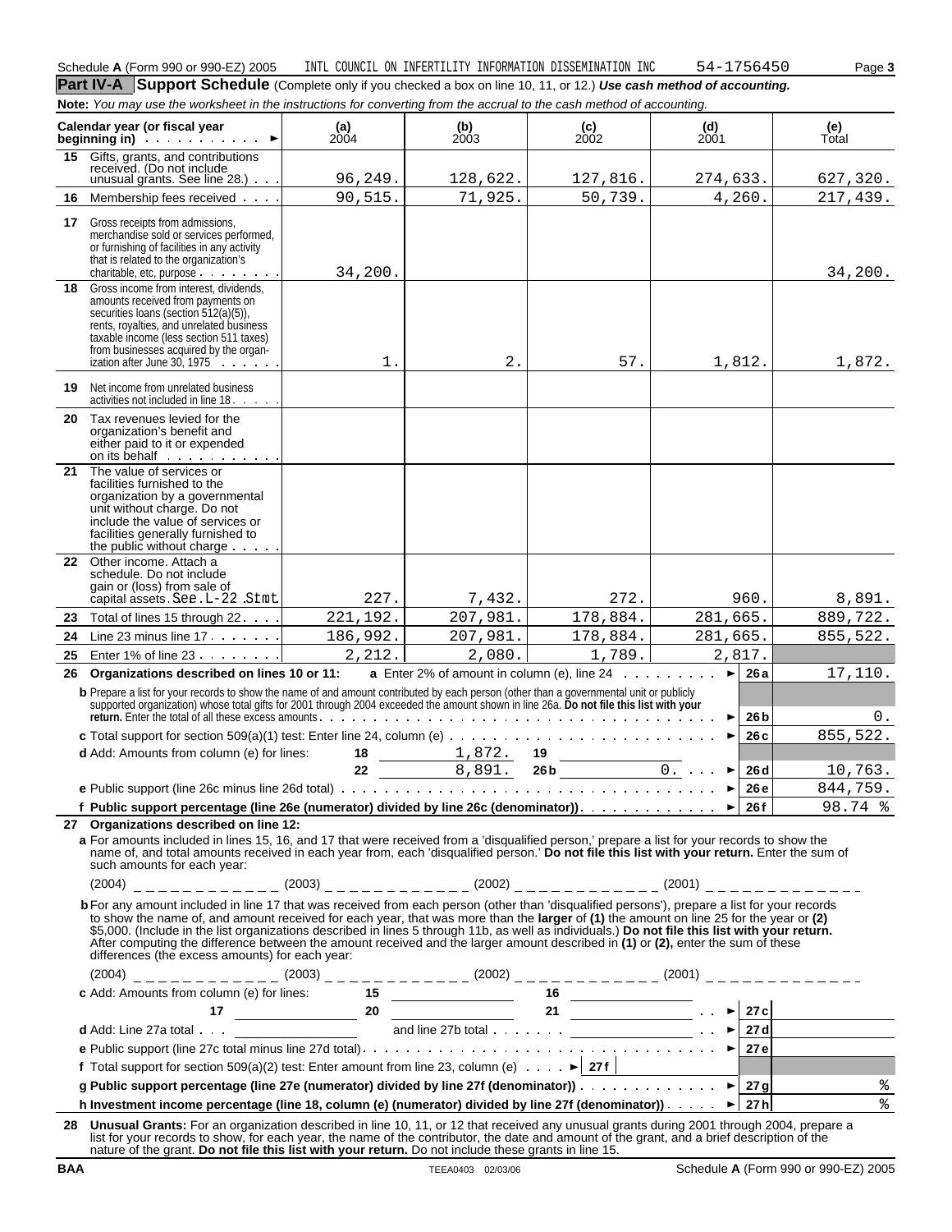Schedule **A** (Form 990 or 990-EZ) 2005 INTL COUNCIL ON INFERTILITY INFORMATION DISSEMINATION INC 54-1756450 Page **3**

## Part IV-A Support Schedule (Complete only if you checked a box on line 10, 11, or 12.) *Use cash method of accounting.*

**Note:** *You may use the worksheet in the instructions for converting from the accrual to the cash method of accounting.*

| Calendar year (or fiscal year beginning in) ► | (a) 2004 | (b) 2003 | (c) 2002 | (d) 2001 | (e) Total |
|---|---|---|---|---|---|
| **15** Gifts, grants, and contributions received. (Do not include unusual grants. See line 28.) | 96,249. | 128,622. | 127,816. | 274,633. | 627,320. |
| **16** Membership fees received | 90,515. | 71,925. | 50,739. | 4,260. | 217,439. |
| **17** Gross receipts from admissions, merchandise sold or services performed, or furnishing of facilities in any activity that is related to the organization's charitable, etc, purpose | 34,200. | | | | 34,200. |
| **18** Gross income from interest, dividends, amounts received from payments on securities loans (section 512(a)(5)), rents, royalties, and unrelated business taxable income (less section 511 taxes) from businesses acquired by the organization after June 30, 1975 | 1. | 2. | 57. | 1,812. | 1,872. |
| **19** Net income from unrelated business activities not included in line 18 | | | | | |
| **20** Tax revenues levied for the organization's benefit and either paid to it or expended on its behalf | | | | | |
| **21** The value of services or facilities furnished to the organization by a governmental unit without charge. Do not include the value of services or facilities generally furnished to the public without charge | | | | | |
| **22** Other income. Attach a schedule. Do not include gain or (loss) from sale of capital assets. See L-22 Stmt | 227. | 7,432. | 272. | 960. | 8,891. |
| **23** Total of lines 15 through 22 | 221,192. | 207,981. | 178,884. | 281,665. | 889,722. |
| **24** Line 23 minus line 17 | 186,992. | 207,981. | 178,884. | 281,665. | 855,522. |
| **25** Enter 1% of line 23 | 2,212. | 2,080. | 1,789. | 2,817. | |

**26 Organizations described on lines 10 or 11:** **a** Enter 2% of amount in column (e), line 24 ► **26a** 17,110.

**b** Prepare a list for your records to show the name of and amount contributed by each person (other than a governmental unit or publicly supported organization) whose total gifts for 2001 through 2004 exceeded the amount shown in line 26a. **Do not file this list with your return.** Enter the total of all these excess amounts ► **26b** 0.

**c** Total support for section 509(a)(1) test: Enter line 24, column (e) ► **26c** 855,522.

**d** Add: Amounts from column (e) for lines: 18 1,872. 19 ______ 22 8,891. 26b 0. ► **26d** 10,763.

**e** Public support (line 26c minus line 26d total) ► **26e** 844,759.

**f Public support percentage (line 26e (numerator) divided by line 26c (denominator))** ► **26f** 98.74 %

**27 Organizations described on line 12:**

**a** For amounts included in lines 15, 16, and 17 that were received from a 'disqualified person,' prepare a list for your records to show the name of, and total amounts received in each year from, each 'disqualified person.' **Do not file this list with your return.** Enter the sum of such amounts for each year:

(2004) ____________ (2003) ____________ (2002) ____________ (2001) ____________

**b** For any amount included in line 17 that was received from each person (other than 'disqualified persons'), prepare a list for your records to show the name of, and amount received for each year, that was more than the **larger** of **(1)** the amount on line 25 for the year or **(2)** $5,000. (Include in the list organizations described in lines 5 through 11b, as well as individuals.) **Do not file this list with your return.** After computing the difference between the amount received and the larger amount described in **(1)** or **(2),** enter the sum of these differences (the excess amounts) for each year:

(2004) ____________ (2003) ____________ (2002) ____________ (2001) ____________

**c** Add: Amounts from column (e) for lines: 15 ______ 16 ______ 17 ______ 20 ______ 21 ______ ► **27c** ______

**d** Add: Line 27a total ______ and line 27b total ______ ► **27d** ______

**e** Public support (line 27c total minus line 27d total) ► **27e** ______

**f** Total support for section 509(a)(2) test: Enter amount from line 23, column (e) ► **27f** ______

**g Public support percentage (line 27e (numerator) divided by line 27f (denominator))** ► **27g** %

**h Investment income percentage (line 18, column (e) (numerator) divided by line 27f (denominator))** ► **27h** %

**28 Unusual Grants:** For an organization described in line 10, 11, or 12 that received any unusual grants during 2001 through 2004, prepare a list for your records to show, for each year, the name of the contributor, the date and amount of the grant, and a brief description of the nature of the grant. **Do not file this list with your return.** Do not include these grants in line 15.

BAA TEEA0403 02/03/06 Schedule **A** (Form 990 or 990-EZ) 2005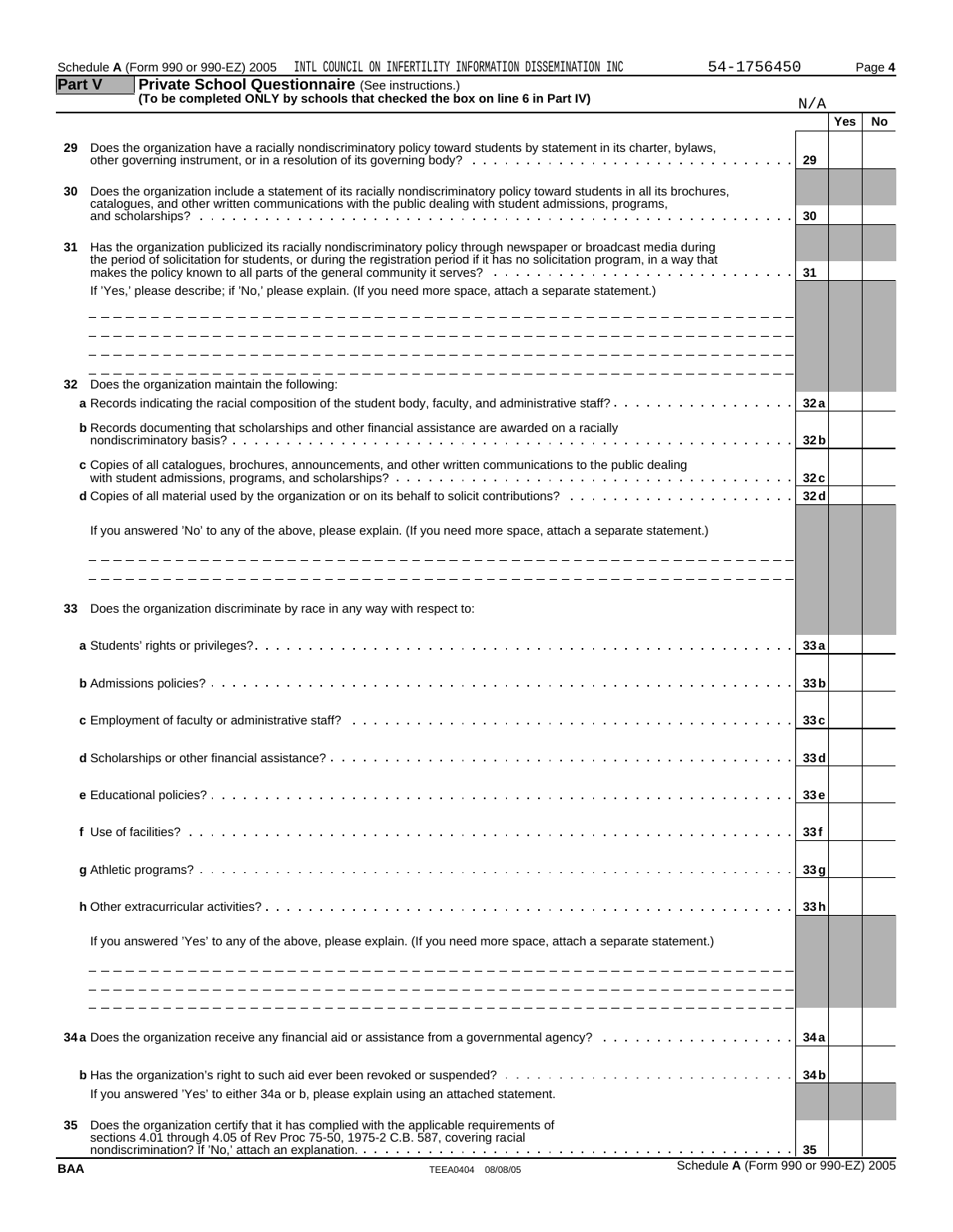Schedule **A** (Form 990 or 990-EZ) 2005 INTL COUNCIL ON INFERTILITY INFORMATION DISSEMINATION INC 54-1756450

**Part V** **Private School Questionnaire** (See instructions.)
**(To be completed ONLY by schools that checked the box on line 6 in Part IV)** N/A

| | | | Yes | No |
|---|---|---|---|---|
| **29** | Does the organization have a racially nondiscriminatory policy toward students by statement in its charter, bylaws, other governing instrument, or in a resolution of its governing body? | **29** | | |
| **30** | Does the organization include a statement of its racially nondiscriminatory policy toward students in all its brochures, catalogues, and other written communications with the public dealing with student admissions, programs, and scholarships? | **30** | | |
| **31** | Has the organization publicized its racially nondiscriminatory policy through newspaper or broadcast media during the period of solicitation for students, or during the registration period if it has no solicitation program, in a way that makes the policy known to all parts of the general community it serves? | **31** | | |
| | If 'Yes,' please describe; if 'No,' please explain. (If you need more space, attach a separate statement.) | | | |
| **32** | Does the organization maintain the following: | | | |
| | **a** Records indicating the racial composition of the student body, faculty, and administrative staff? | **32a** | | |
| | **b** Records documenting that scholarships and other financial assistance are awarded on a racially nondiscriminatory basis? | **32b** | | |
| | **c** Copies of all catalogues, brochures, announcements, and other written communications to the public dealing with student admissions, programs, and scholarships? | **32c** | | |
| | **d** Copies of all material used by the organization or on its behalf to solicit contributions? | **32d** | | |
| | If you answered 'No' to any of the above, please explain. (If you need more space, attach a separate statement.) | | | |
| **33** | Does the organization discriminate by race in any way with respect to: | | | |
| | **a** Students' rights or privileges? | **33a** | | |
| | **b** Admissions policies? | **33b** | | |
| | **c** Employment of faculty or administrative staff? | **33c** | | |
| | **d** Scholarships or other financial assistance? | **33d** | | |
| | **e** Educational policies? | **33e** | | |
| | **f** Use of facilities? | **33f** | | |
| | **g** Athletic programs? | **33g** | | |
| | **h** Other extracurricular activities? | **33h** | | |
| | If you answered 'Yes' to any of the above, please explain. (If you need more space, attach a separate statement.) | | | |
| **34a** | Does the organization receive any financial aid or assistance from a governmental agency? | **34a** | | |
| | **b** Has the organization's right to such aid ever been revoked or suspended? | **34b** | | |
| | If you answered 'Yes' to either 34a or b, please explain using an attached statement. | | | |
| **35** | Does the organization certify that it has complied with the applicable requirements of sections 4.01 through 4.05 of Rev Proc 75-50, 1975-2 C.B. 587, covering racial nondiscrimination? If 'No,' attach an explanation. | **35** | | |

**BAA** TEEA0404 08/08/05 Schedule **A** (Form 990 or 990-EZ) 2005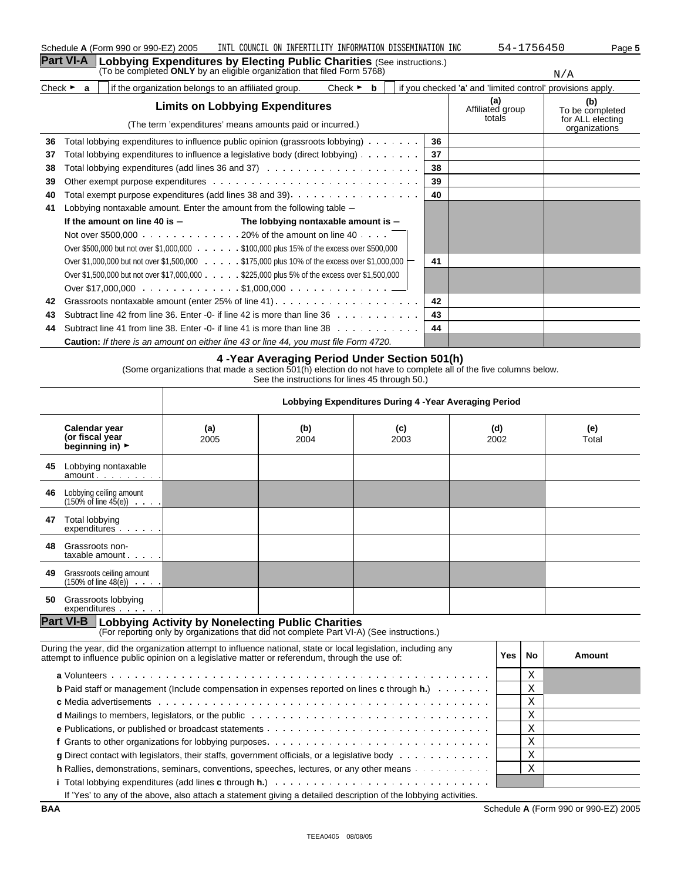Schedule **A** (Form 990 or 990-EZ) 2005 INTL COUNCIL ON INFERTILITY INFORMATION DISSEMINATION INC 54-1756450 Page **5**

## Part VI-A Lobbying Expenditures by Electing Public Charities (See instructions.)

(To be completed **ONLY** by an eligible organization that filed Form 5768) N/A

Check ► **a** [ ] if the organization belongs to an affiliated group. Check ► **b** [ ] if you checked '**a**' and 'limited control' provisions apply.

| **Limits on Lobbying Expenditures** (The term 'expenditures' means amounts paid or incurred.) | | **(a)** Affiliated group totals | **(b)** To be completed for ALL electing organizations |
|---|---|---|---|
| **36** Total lobbying expenditures to influence public opinion (grassroots lobbying) | 36 | | |
| **37** Total lobbying expenditures to influence a legislative body (direct lobbying) | 37 | | |
| **38** Total lobbying expenditures (add lines 36 and 37) | 38 | | |
| **39** Other exempt purpose expenditures | 39 | | |
| **40** Total exempt purpose expenditures (add lines 38 and 39) | 40 | | |
| **41** Lobbying nontaxable amount. Enter the amount from the following table – | | | |
| **If the amount on line 40 is –** **The lobbying nontaxable amount is –** | | | |
| Not over $500,000 . . . 20% of the amount on line 40 | | | |
| Over $500,000 but not over $1,000,000 . . . $100,000 plus 15% of the excess over $500,000 | | | |
| Over $1,000,000 but not over $1,500,000 . . . $175,000 plus 10% of the excess over $1,000,000 | 41 | | |
| Over $1,500,000 but not over $17,000,000 . . . $225,000 plus 5% of the excess over $1,500,000 | | | |
| Over $17,000,000 . . . $1,000,000 | | | |
| **42** Grassroots nontaxable amount (enter 25% of line 41) | 42 | | |
| **43** Subtract line 42 from line 36. Enter -0- if line 42 is more than line 36 | 43 | | |
| **44** Subtract line 41 from line 38. Enter -0- if line 41 is more than line 38 | 44 | | |
| **Caution:** *If there is an amount on either line 43 or line 44, you must file Form 4720.* | | | |

### 4 -Year Averaging Period Under Section 501(h)

(Some organizations that made a section 501(h) election do not have to complete all of the five columns below. See the instructions for lines 45 through 50.)

| | Lobbying Expenditures During 4 -Year Averaging Period | | | | |
|---|---|---|---|---|---|
| **Calendar year (or fiscal year beginning in)** ► | **(a)** 2005 | **(b)** 2004 | **(c)** 2003 | **(d)** 2002 | **(e)** Total |
| **45** Lobbying nontaxable amount | | | | | |
| **46** Lobbying ceiling amount (150% of line 45(e)) | | | | | |
| **47** Total lobbying expenditures | | | | | |
| **48** Grassroots non-taxable amount | | | | | |
| **49** Grassroots ceiling amount (150% of line 48(e)) | | | | | |
| **50** Grassroots lobbying expenditures | | | | | |

## Part VI-B Lobbying Activity by Nonelecting Public Charities

(For reporting only by organizations that did not complete Part VI-A) (See instructions.)

| During the year, did the organization attempt to influence national, state or local legislation, including any attempt to influence public opinion on a legislative matter or referendum, through the use of: | Yes | No | Amount |
|---|---|---|---|
| **a** Volunteers | | X | |
| **b** Paid staff or management (Include compensation in expenses reported on lines **c** through **h.**) | | X | |
| **c** Media advertisements | | X | |
| **d** Mailings to members, legislators, or the public | | X | |
| **e** Publications, or published or broadcast statements | | X | |
| **f** Grants to other organizations for lobbying purposes | | X | |
| **g** Direct contact with legislators, their staffs, government officials, or a legislative body | | X | |
| **h** Rallies, demonstrations, seminars, conventions, speeches, lectures, or any other means | | X | |
| **i** Total lobbying expenditures (add lines **c** through **h.**) | | | |

If 'Yes' to any of the above, also attach a statement giving a detailed description of the lobbying activities.

BAA Schedule **A** (Form 990 or 990-EZ) 2005

TEEA0405 08/08/05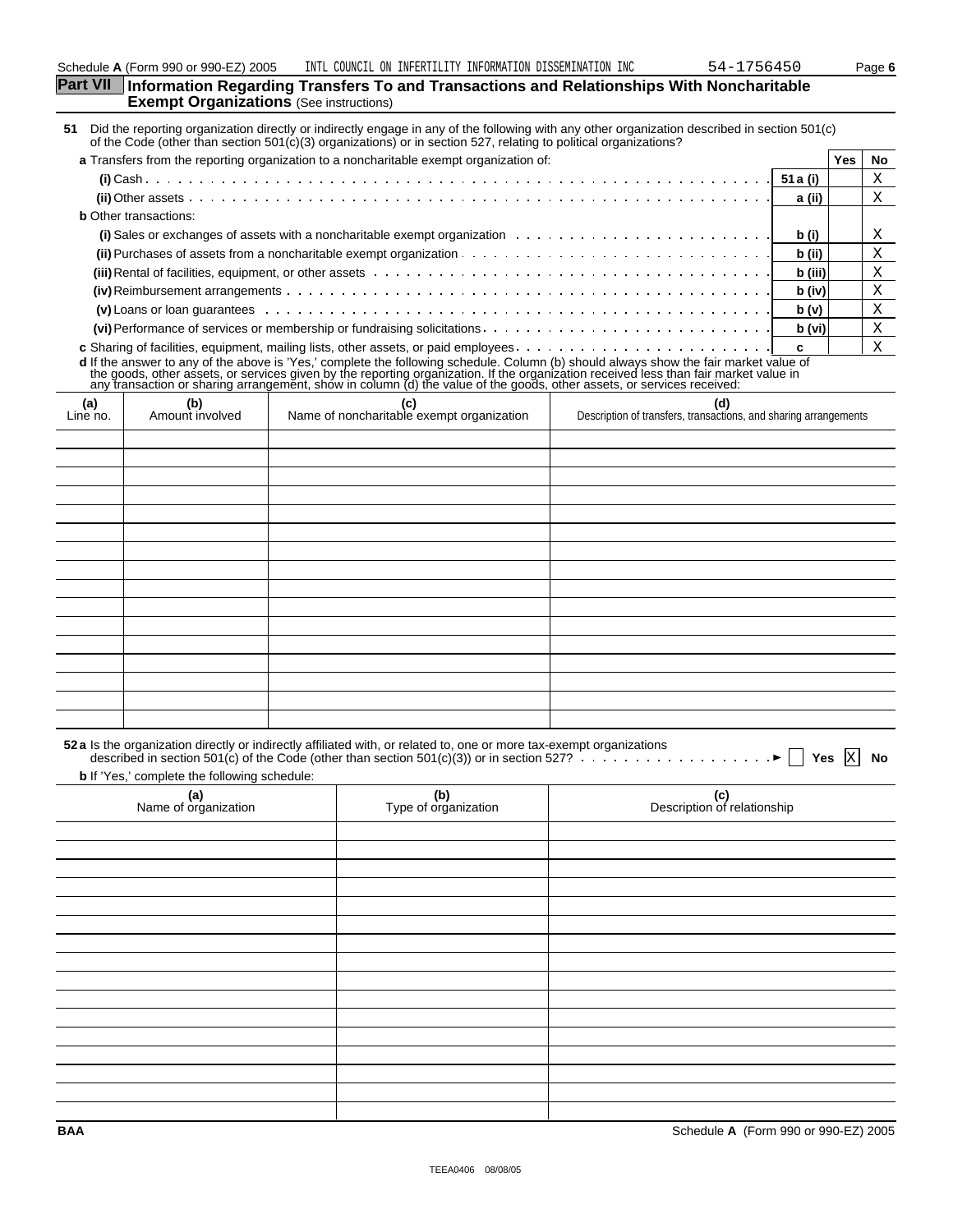Schedule **A** (Form 990 or 990-EZ) 2005 INTL COUNCIL ON INFERTILITY INFORMATION DISSEMINATION INC 54-1756450

## Part VII Information Regarding Transfers To and Transactions and Relationships With Noncharitable Exempt Organizations (See instructions)

**51** Did the reporting organization directly or indirectly engage in any of the following with any other organization described in section 501(c) of the Code (other than section 501(c)(3) organizations) or in section 527, relating to political organizations?

| | | Yes | No |
|---|---|---|---|
| **a** Transfers from the reporting organization to a noncharitable exempt organization of: | | | |
| **(i)** Cash | 51 a (i) | | X |
| **(ii)** Other assets | a (ii) | | X |
| **b** Other transactions: | | | |
| **(i)** Sales or exchanges of assets with a noncharitable exempt organization | b (i) | | X |
| **(ii)** Purchases of assets from a noncharitable exempt organization | b (ii) | | X |
| **(iii)** Rental of facilities, equipment, or other assets | b (iii) | | X |
| **(iv)** Reimbursement arrangements | b (iv) | | X |
| **(v)** Loans or loan guarantees | b (v) | | X |
| **(vi)** Performance of services or membership or fundraising solicitations | b (vi) | | X |
| **c** Sharing of facilities, equipment, mailing lists, other assets, or paid employees | c | | X |

**d** If the answer to any of the above is 'Yes,' complete the following schedule. Column (b) should always show the fair market value of the goods, other assets, or services given by the reporting organization. If the organization received less than fair market value in any transaction or sharing arrangement, show in column (d) the value of the goods, other assets, or services received:

| (a) Line no. | (b) Amount involved | (c) Name of noncharitable exempt organization | (d) Description of transfers, transactions, and sharing arrangements |
|---|---|---|---|
| | | | |

**52 a** Is the organization directly or indirectly affiliated with, or related to, one or more tax-exempt organizations described in section 501(c) of the Code (other than section 501(c)(3)) or in section 527? ► ☐ Yes ☒ No

**b** If 'Yes,' complete the following schedule:

| (a) Name of organization | (b) Type of organization | (c) Description of relationship |
|---|---|---|
| | | |

BAA Schedule **A** (Form 990 or 990-EZ) 2005

TEEA0406 08/08/05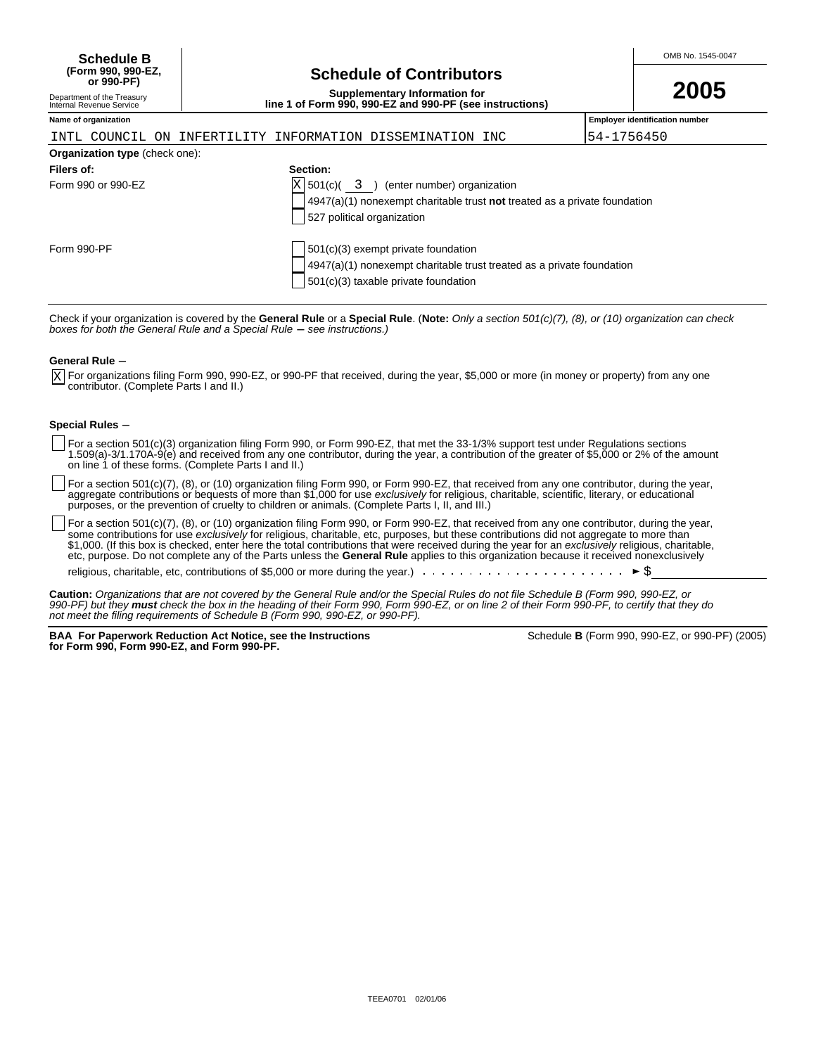**Schedule B**
**(Form 990, 990-EZ, or 990-PF)**

Department of the Treasury
Internal Revenue Service

# Schedule of Contributors

**Supplementary Information for line 1 of Form 990, 990-EZ and 990-PF (see instructions)**

OMB No. 1545-0047

**2005**

| Name of organization | Employer identification number |
|---|---|
| INTL COUNCIL ON INFERTILITY INFORMATION DISSEMINATION INC | 54-1756450 |

**Organization type** (check one):

| Filers of: | Section: |
|---|---|
| Form 990 or 990-EZ | [X] 501(c)( 3 ) (enter number) organization |
| | [ ] 4947(a)(1) nonexempt charitable trust **not** treated as a private foundation |
| | [ ] 527 political organization |
| Form 990-PF | [ ] 501(c)(3) exempt private foundation |
| | [ ] 4947(a)(1) nonexempt charitable trust treated as a private foundation |
| | [ ] 501(c)(3) taxable private foundation |

Check if your organization is covered by the **General Rule** or a **Special Rule**. (**Note:** *Only a section 501(c)(7), (8), or (10) organization can check boxes for both the General Rule and a Special Rule – see instructions.)*

**General Rule –**

[X] For organizations filing Form 990, 990-EZ, or 990-PF that received, during the year, $5,000 or more (in money or property) from any one contributor. (Complete Parts I and II.)

**Special Rules –**

[ ] For a section 501(c)(3) organization filing Form 990, or Form 990-EZ, that met the 33-1/3% support test under Regulations sections 1.509(a)-3/1.170A-9(e) and received from any one contributor, during the year, a contribution of the greater of $5,000 or 2% of the amount on line 1 of these forms. (Complete Parts I and II.)

[ ] For a section 501(c)(7), (8), or (10) organization filing Form 990, or Form 990-EZ, that received from any one contributor, during the year, aggregate contributions or bequests of more than $1,000 for use *exclusively* for religious, charitable, scientific, literary, or educational purposes, or the prevention of cruelty to children or animals. (Complete Parts I, II, and III.)

[ ] For a section 501(c)(7), (8), or (10) organization filing Form 990, or Form 990-EZ, that received from any one contributor, during the year, some contributions for use *exclusively* for religious, charitable, etc, purposes, but these contributions did not aggregate to more than $1,000. (If this box is checked, enter here the total contributions that were received during the year for an *exclusively* religious, charitable, etc, purpose. Do not complete any of the Parts unless the **General Rule** applies to this organization because it received nonexclusively religious, charitable, etc, contributions of $5,000 or more during the year.) . . . . . . . . . . . . . . . . . . . . . . ► $

**Caution:** *Organizations that are not covered by the General Rule and/or the Special Rules do not file Schedule B (Form 990, 990-EZ, or 990-PF) but they* ***must*** *check the box in the heading of their Form 990, Form 990-EZ, or on line 2 of their Form 990-PF, to certify that they do not meet the filing requirements of Schedule B (Form 990, 990-EZ, or 990-PF).*

**BAA For Paperwork Reduction Act Notice, see the Instructions for Form 990, Form 990-EZ, and Form 990-PF.**

Schedule **B** (Form 990, 990-EZ, or 990-PF) (2005)

TEEA0701 02/01/06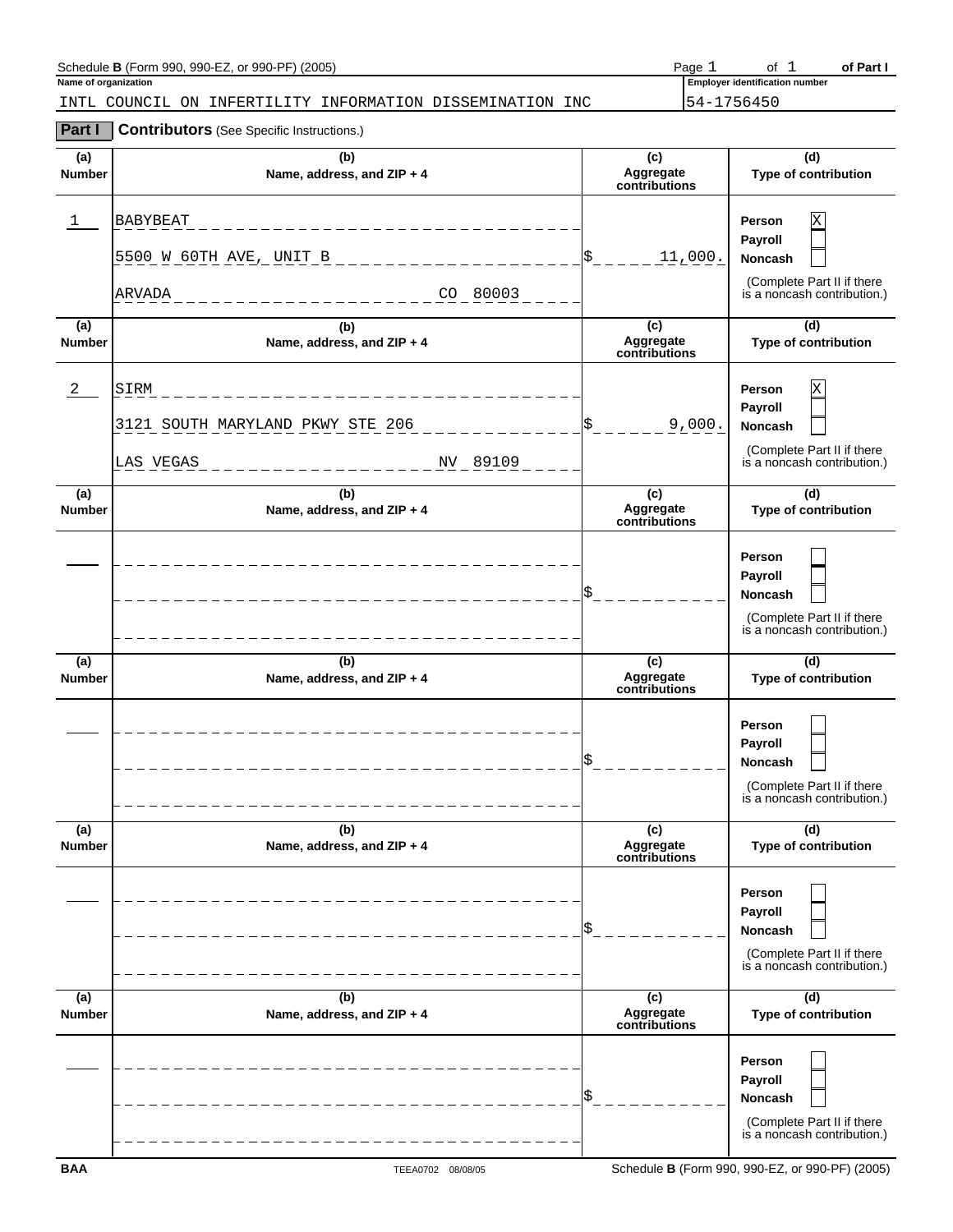Schedule **B** (Form 990, 990-EZ, or 990-PF) (2005) Page 1 of 1 **of Part I**

**Name of organization**

INTL COUNCIL ON INFERTILITY INFORMATION DISSEMINATION INC

**Employer identification number**

54-1756450

## Part I Contributors (See Specific Instructions.)

| (a) Number | (b) Name, address, and ZIP + 4 | (c) Aggregate contributions | (d) Type of contribution |
|---|---|---|---|
| 1 | BABYBEAT<br>5500 W 60TH AVE, UNIT B<br>ARVADA CO 80003 | $ 11,000. | Person [X]<br>Payroll [ ]<br>Noncash [ ]<br>(Complete Part II if there is a noncash contribution.) |
| 2 | SIRM<br>3121 SOUTH MARYLAND PKWY STE 206<br>LAS VEGAS NV 89109 | $ 9,000. | Person [X]<br>Payroll [ ]<br>Noncash [ ]<br>(Complete Part II if there is a noncash contribution.) |
| | | $ | Person [ ]<br>Payroll [ ]<br>Noncash [ ]<br>(Complete Part II if there is a noncash contribution.) |
| | | $ | Person [ ]<br>Payroll [ ]<br>Noncash [ ]<br>(Complete Part II if there is a noncash contribution.) |
| | | $ | Person [ ]<br>Payroll [ ]<br>Noncash [ ]<br>(Complete Part II if there is a noncash contribution.) |
| | | $ | Person [ ]<br>Payroll [ ]<br>Noncash [ ]<br>(Complete Part II if there is a noncash contribution.) |

BAA TEEA0702 08/08/05 Schedule **B** (Form 990, 990-EZ, or 990-PF) (2005)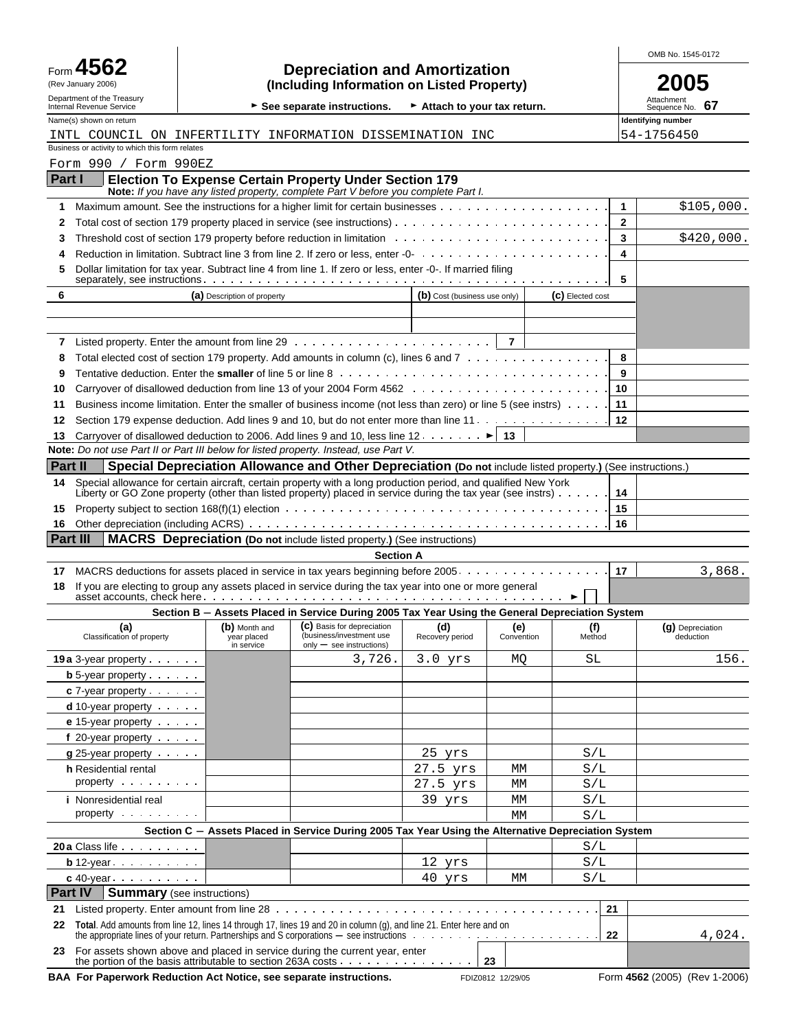Form **4562** (Rev January 2006)

Department of the Treasury
Internal Revenue Service

# Depreciation and Amortization

**(Including Information on Listed Property)**

► See separate instructions. ► Attach to your tax return.

OMB No. 1545-0172

**2005**

Attachment Sequence No. **67**

Name(s) shown on return: INTL COUNCIL ON INFERTILITY INFORMATION DISSEMINATION INC

Identifying number: 54-1756450

Business or activity to which this form relates: Form 990 / Form 990EZ

## Part I Election To Expense Certain Property Under Section 179

**Note:** *If you have any listed property, complete Part V before you complete Part I.*

| | | | |
|---|---|---|---|
| 1 | Maximum amount. See the instructions for a higher limit for certain businesses | 1 | $105,000. |
| 2 | Total cost of section 179 property placed in service (see instructions) | 2 | |
| 3 | Threshold cost of section 179 property before reduction in limitation | 3 | $420,000. |
| 4 | Reduction in limitation. Subtract line 3 from line 2. If zero or less, enter -0- | 4 | |
| 5 | Dollar limitation for tax year. Subtract line 4 from line 1. If zero or less, enter -0-. If married filing separately, see instructions | 5 | |

| 6 | (a) Description of property | (b) Cost (business use only) | (c) Elected cost |
|---|---|---|---|
| | | | |
| | | | |
| 7 | Listed property. Enter the amount from line 29 | 7 | |

| | | | |
|---|---|---|---|
| 8 | Total elected cost of section 179 property. Add amounts in column (c), lines 6 and 7 | 8 | |
| 9 | Tentative deduction. Enter the **smaller** of line 5 or line 8 | 9 | |
| 10 | Carryover of disallowed deduction from line 13 of your 2004 Form 4562 | 10 | |
| 11 | Business income limitation. Enter the smaller of business income (not less than zero) or line 5 (see instrs) | 11 | |
| 12 | Section 179 expense deduction. Add lines 9 and 10, but do not enter more than line 11 | 12 | |
| 13 | Carryover of disallowed deduction to 2006. Add lines 9 and 10, less line 12 ► | 13 | |

**Note:** *Do not use Part II or Part III below for listed property. Instead, use Part V.*

## Part II Special Depreciation Allowance and Other Depreciation (Do not include listed property.) (See instructions.)

| | | | |
|---|---|---|---|
| 14 | Special allowance for certain aircraft, certain property with a long production period, and qualified New York Liberty or GO Zone property (other than listed property) placed in service during the tax year (see instrs) | 14 | |
| 15 | Property subject to section 168(f)(1) election | 15 | |
| 16 | Other depreciation (including ACRS) | 16 | |

## Part III MACRS Depreciation (Do not include listed property.) (See instructions)

### Section A

| | | | |
|---|---|---|---|
| 17 | MACRS deductions for assets placed in service in tax years beginning before 2005 | 17 | 3,868. |
| 18 | If you are electing to group any assets placed in service during the tax year into one or more general asset accounts, check here ► ☐ | | |

### Section B – Assets Placed in Service During 2005 Tax Year Using the General Depreciation System

| (a) Classification of property | (b) Month and year placed in service | (c) Basis for depreciation (business/investment use only – see instructions) | (d) Recovery period | (e) Convention | (f) Method | (g) Depreciation deduction |
|---|---|---|---|---|---|---|
| 19a 3-year property | | 3,726. | 3.0 yrs | MQ | SL | 156. |
| b 5-year property | | | | | | |
| c 7-year property | | | | | | |
| d 10-year property | | | | | | |
| e 15-year property | | | | | | |
| f 20-year property | | | | | | |
| g 25-year property | | | 25 yrs | | S/L | |
| h Residential rental property | | | 27.5 yrs | MM | S/L | |
| | | | 27.5 yrs | MM | S/L | |
| i Nonresidential real property | | | 39 yrs | MM | S/L | |
| | | | | MM | S/L | |

### Section C – Assets Placed in Service During 2005 Tax Year Using the Alternative Depreciation System

| (a) Classification of property | (b) Month and year placed in service | (c) Basis for depreciation | (d) Recovery period | (e) Convention | (f) Method | (g) Depreciation deduction |
|---|---|---|---|---|---|---|
| 20a Class life | | | | | S/L | |
| b 12-year | | | 12 yrs | | S/L | |
| c 40-year | | | 40 yrs | MM | S/L | |

## Part IV Summary (see instructions)

| | | | |
|---|---|---|---|
| 21 | Listed property. Enter amount from line 28 | 21 | |
| 22 | **Total**. Add amounts from line 12, lines 14 through 17, lines 19 and 20 in column (g), and line 21. Enter here and on the appropriate lines of your return. Partnerships and S corporations – see instructions | 22 | 4,024. |
| 23 | For assets shown above and placed in service during the current year, enter the portion of the basis attributable to section 263A costs | 23 | |

**BAA For Paperwork Reduction Act Notice, see separate instructions.** FDIZ0812 12/29/05 Form **4562** (2005) (Rev 1-2006)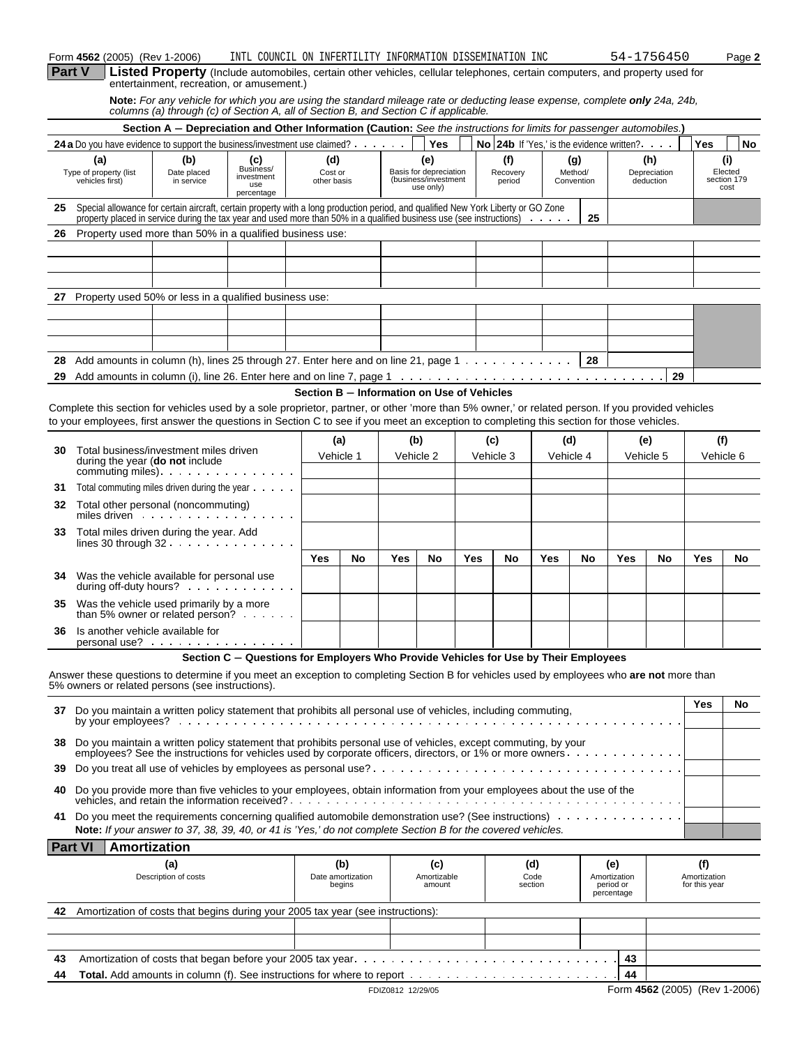Form **4562** (2005) (Rev 1-2006) INTL COUNCIL ON INFERTILITY INFORMATION DISSEMINATION INC 54-1756450

## Part V Listed Property (Include automobiles, certain other vehicles, cellular telephones, certain computers, and property used for entertainment, recreation, or amusement.)

**Note:** *For any vehicle for which you are using the standard mileage rate or deducting lease expense, complete **only** 24a, 24b, columns (a) through (c) of Section A, all of Section B, and Section C if applicable.*

### Section A — Depreciation and Other Information (Caution: *See the instructions for limits for passenger automobiles.*)

**24a** Do you have evidence to support the business/investment use claimed? Yes No **24b** If 'Yes,' is the evidence written? Yes No

| (a) Type of property (list vehicles first) | (b) Date placed in service | (c) Business/ investment use percentage | (d) Cost or other basis | (e) Basis for depreciation (business/investment use only) | (f) Recovery period | (g) Method/ Convention | (h) Depreciation deduction | (i) Elected section 179 cost |
|---|---|---|---|---|---|---|---|---|
| **25** Special allowance for certain aircraft, certain property with a long production period, and qualified New York Liberty or GO Zone property placed in service during the tax year and used more than 50% in a qualified business use (see instructions) | | | | | | 25 | | |
| **26** Property used more than 50% in a qualified business use: | | | | | | | | |
| | | | | | | | | |
| | | | | | | | | |
| | | | | | | | | |
| **27** Property used 50% or less in a qualified business use: | | | | | | | | |
| | | | | | | | | |
| | | | | | | | | |
| | | | | | | | | |
| **28** Add amounts in column (h), lines 25 through 27. Enter here and on line 21, page 1 | | | | | | 28 | | |
| **29** Add amounts in column (i), line 26. Enter here and on line 7, page 1 | | | | | | | 29 | |

### Section B — Information on Use of Vehicles

Complete this section for vehicles used by a sole proprietor, partner, or other 'more than 5% owner,' or related person. If you provided vehicles to your employees, first answer the questions in Section C to see if you meet an exception to completing this section for those vehicles.

| | (a) Vehicle 1 | | (b) Vehicle 2 | | (c) Vehicle 3 | | (d) Vehicle 4 | | (e) Vehicle 5 | | (f) Vehicle 6 | |
|---|---|---|---|---|---|---|---|---|---|---|---|---|
| **30** Total business/investment miles driven during the year (**do not** include commuting miles) | | | | | | | | | | | | |
| **31** Total commuting miles driven during the year | | | | | | | | | | | | |
| **32** Total other personal (noncommuting) miles driven | | | | | | | | | | | | |
| **33** Total miles driven during the year. Add lines 30 through 32 | | | | | | | | | | | | |
| | Yes | No | Yes | No | Yes | No | Yes | No | Yes | No | Yes | No |
| **34** Was the vehicle available for personal use during off-duty hours? | | | | | | | | | | | | |
| **35** Was the vehicle used primarily by a more than 5% owner or related person? | | | | | | | | | | | | |
| **36** Is another vehicle available for personal use? | | | | | | | | | | | | |

### Section C — Questions for Employers Who Provide Vehicles for Use by Their Employees

Answer these questions to determine if you meet an exception to completing Section B for vehicles used by employees who **are not** more than 5% owners or related persons (see instructions).

| | Yes | No |
|---|---|---|
| **37** Do you maintain a written policy statement that prohibits all personal use of vehicles, including commuting, by your employees? | | |
| **38** Do you maintain a written policy statement that prohibits personal use of vehicles, except commuting, by your employees? See the instructions for vehicles used by corporate officers, directors, or 1% or more owners | | |
| **39** Do you treat all use of vehicles by employees as personal use? | | |
| **40** Do you provide more than five vehicles to your employees, obtain information from your employees about the use of the vehicles, and retain the information received? | | |
| **41** Do you meet the requirements concerning qualified automobile demonstration use? (See instructions) | | |

**Note:** *If your answer to 37, 38, 39, 40, or 41 is 'Yes,' do not complete Section B for the covered vehicles.*

## Part VI Amortization

| (a) Description of costs | (b) Date amortization begins | (c) Amortizable amount | (d) Code section | (e) Amortization period or percentage | (f) Amortization for this year |
|---|---|---|---|---|---|
| **42** Amortization of costs that begins during your 2005 tax year (see instructions): | | | | | |
| | | | | | |
| | | | | | |
| **43** Amortization of costs that began before your 2005 tax year | | | | 43 | |
| **44** **Total.** Add amounts in column (f). See instructions for where to report | | | | 44 | |

FDIZ0812 12/29/05 Form **4562** (2005) (Rev 1-2006)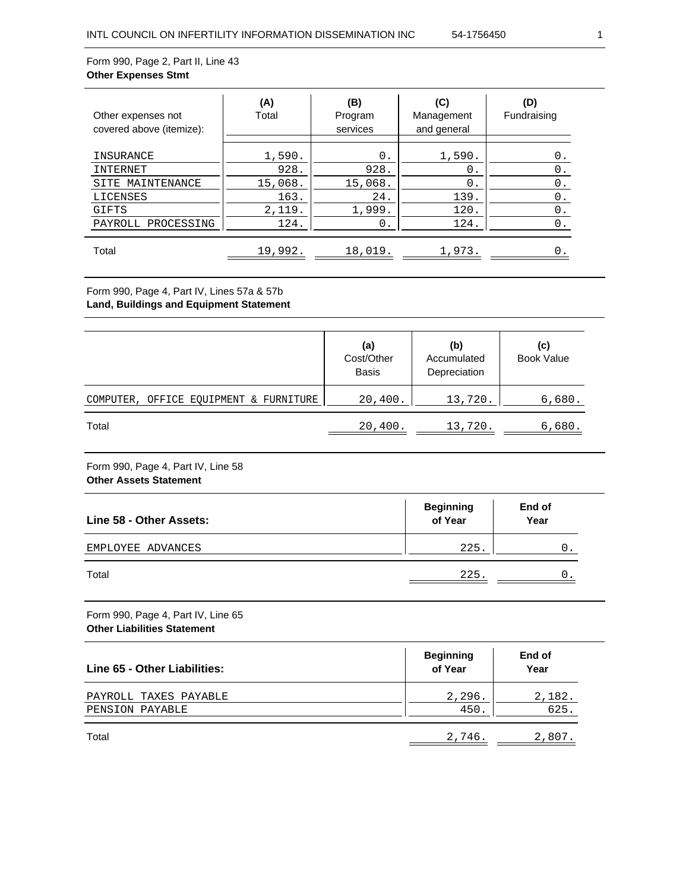Form 990, Page 2, Part II, Line 43
**Other Expenses Stmt**

| Other expenses not covered above (itemize): | (A) Total | (B) Program services | (C) Management and general | (D) Fundraising |
|---|---|---|---|---|
| INSURANCE | 1,590. | 0. | 1,590. | 0. |
| INTERNET | 928. | 928. | 0. | 0. |
| SITE MAINTENANCE | 15,068. | 15,068. | 0. | 0. |
| LICENSES | 163. | 24. | 139. | 0. |
| GIFTS | 2,119. | 1,999. | 120. | 0. |
| PAYROLL PROCESSING | 124. | 0. | 124. | 0. |
| Total | 19,992. | 18,019. | 1,973. | 0. |

Form 990, Page 4, Part IV, Lines 57a & 57b
**Land, Buildings and Equipment Statement**

| | (a) Cost/Other Basis | (b) Accumulated Depreciation | (c) Book Value |
|---|---|---|---|
| COMPUTER, OFFICE EQUIPMENT & FURNITURE | 20,400. | 13,720. | 6,680. |
| Total | 20,400. | 13,720. | 6,680. |

Form 990, Page 4, Part IV, Line 58
**Other Assets Statement**

| Line 58 - Other Assets: | Beginning of Year | End of Year |
|---|---|---|
| EMPLOYEE ADVANCES | 225. | 0. |
| Total | 225. | 0. |

Form 990, Page 4, Part IV, Line 65
**Other Liabilities Statement**

| Line 65 - Other Liabilities: | Beginning of Year | End of Year |
|---|---|---|
| PAYROLL TAXES PAYABLE | 2,296. | 2,182. |
| PENSION PAYABLE | 450. | 625. |
| Total | 2,746. | 2,807. |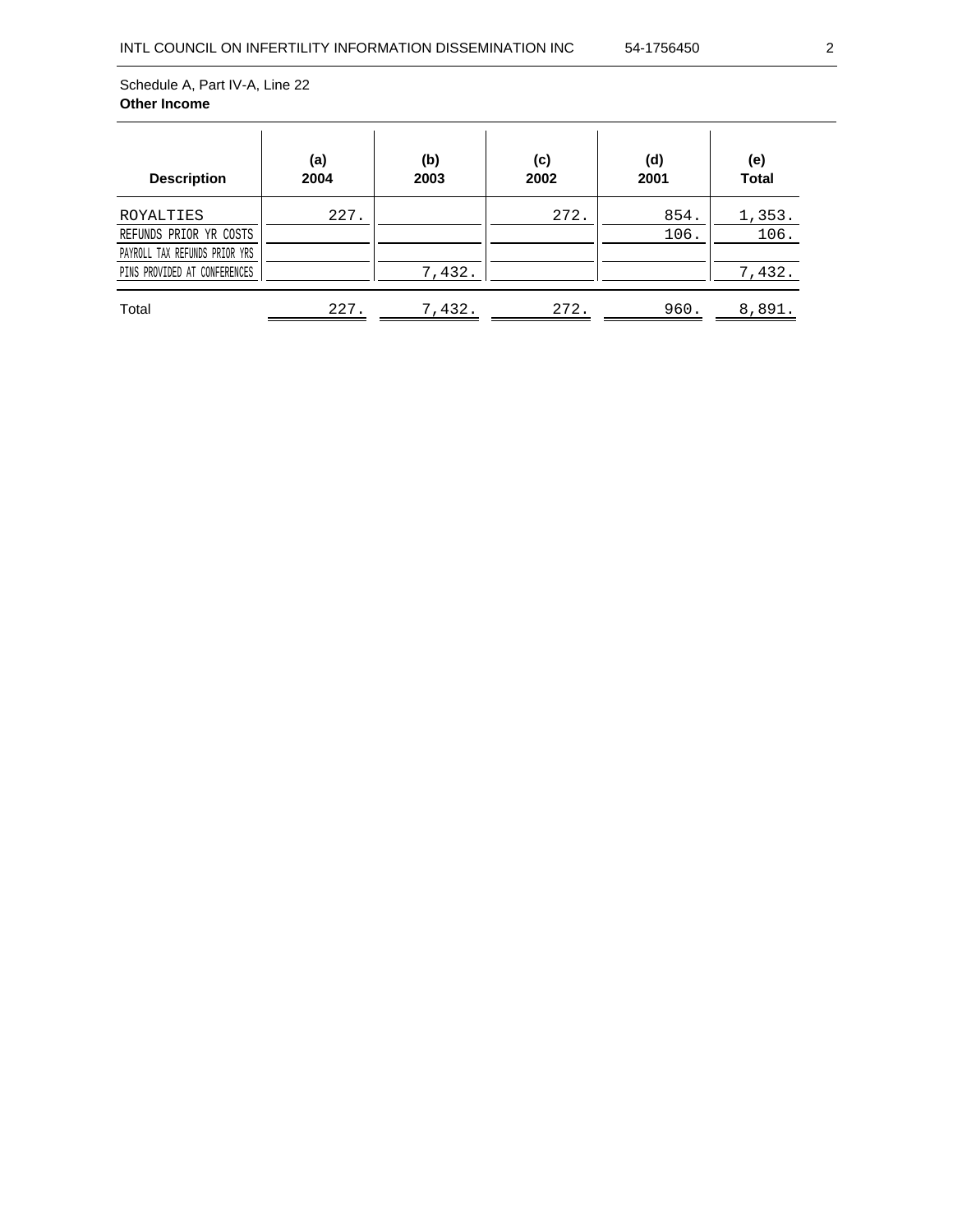Schedule A, Part IV-A, Line 22

**Other Income**

| Description | (a) 2004 | (b) 2003 | (c) 2002 | (d) 2001 | (e) Total |
|---|---|---|---|---|---|
| ROYALTIES | 227. | | 272. | 854. | 1,353. |
| REFUNDS PRIOR YR COSTS | | | | 106. | 106. |
| PAYROLL TAX REFUNDS PRIOR YRS | | | | | |
| PINS PROVIDED AT CONFERENCES | | 7,432. | | | 7,432. |
| Total | 227. | 7,432. | 272. | 960. | 8,891. |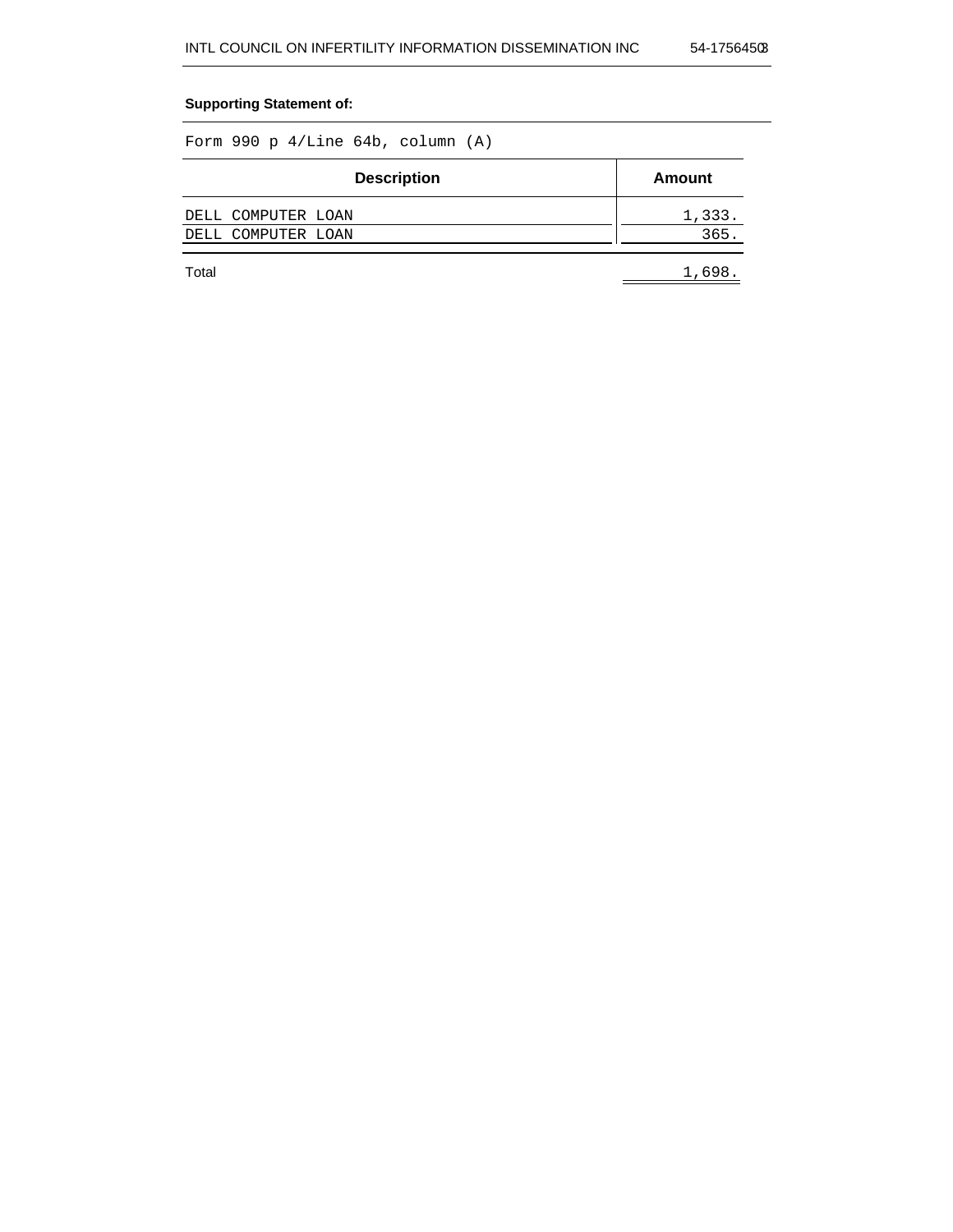**Supporting Statement of:**

Form 990 p 4/Line 64b, column (A)

| Description | Amount |
|---|---|
| DELL COMPUTER LOAN | 1,333. |
| DELL COMPUTER LOAN | 365. |
| Total | 1,698. |